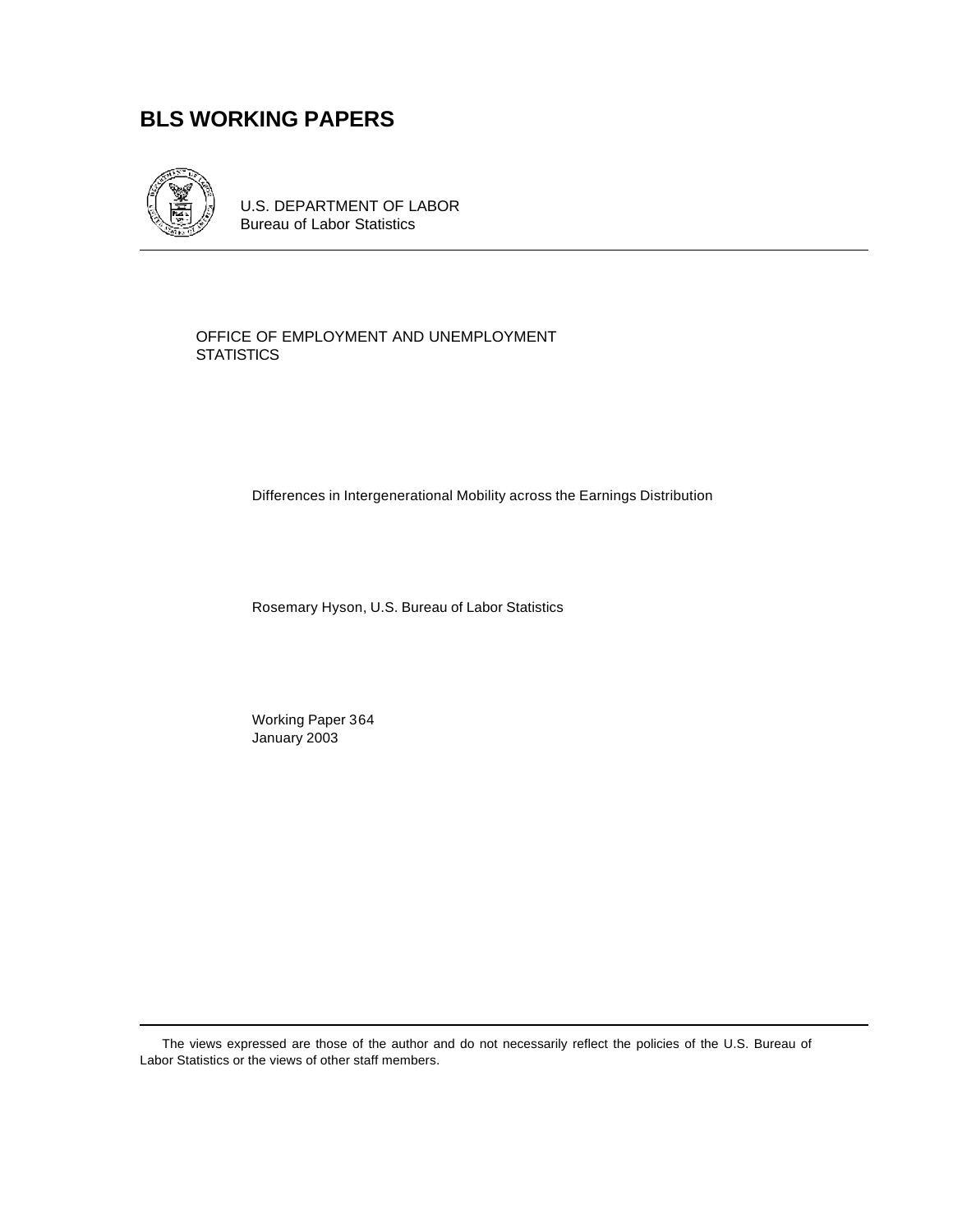# BLS WORKING PAPERS

U.S. DEPARTMENT OF LABOR
Bureau of Labor Statistics

OFFICE OF EMPLOYMENT AND UNEMPLOYMENT STATISTICS

Differences in Intergenerational Mobility across the Earnings Distribution

Rosemary Hyson, U.S. Bureau of Labor Statistics

Working Paper 364
January 2003

The views expressed are those of the author and do not necessarily reflect the policies of the U.S. Bureau of Labor Statistics or the views of other staff members.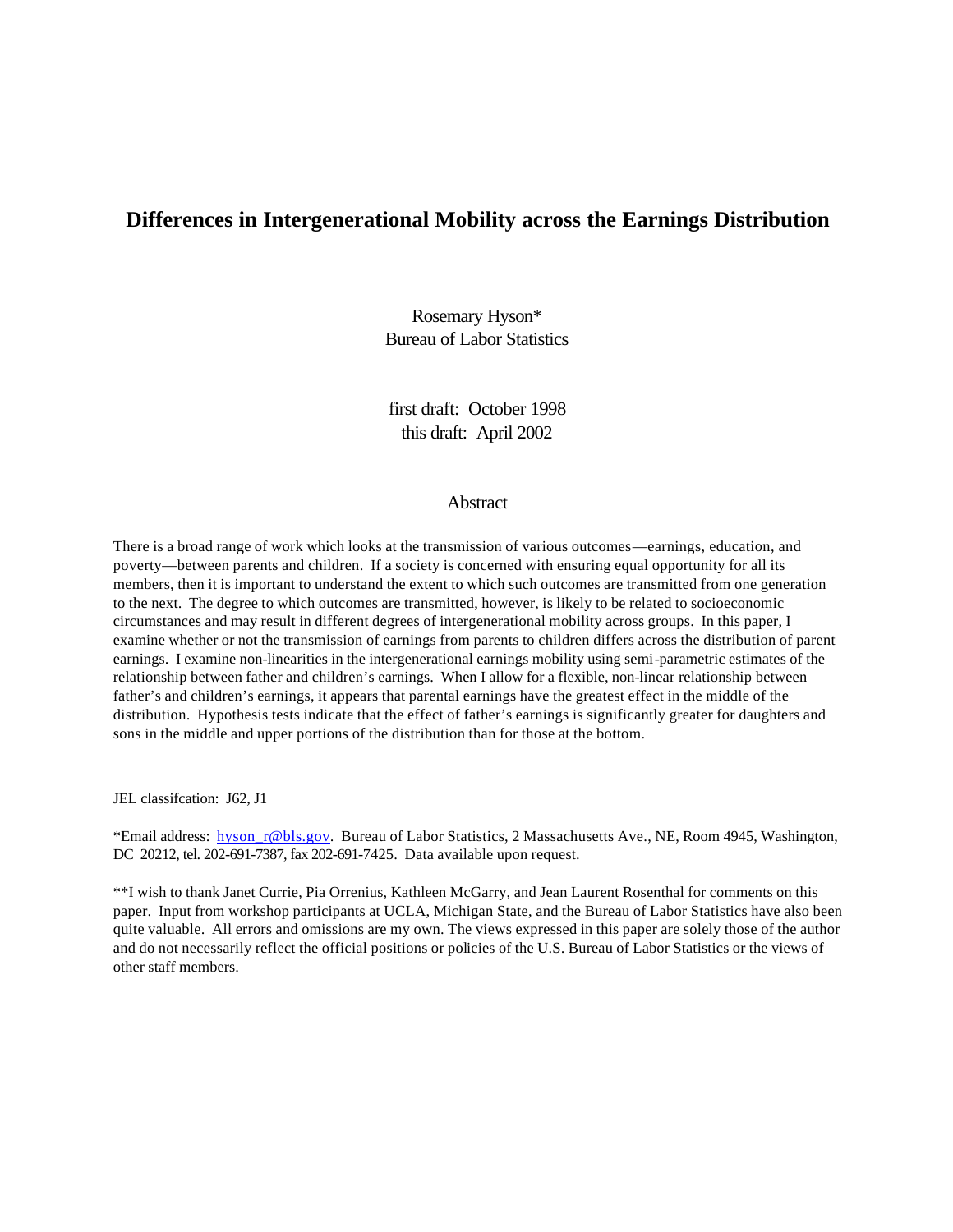# Differences in Intergenerational Mobility across the Earnings Distribution

Rosemary Hyson*
Bureau of Labor Statistics

first draft: October 1998
this draft: April 2002

## Abstract

There is a broad range of work which looks at the transmission of various outcomes—earnings, education, and poverty—between parents and children. If a society is concerned with ensuring equal opportunity for all its members, then it is important to understand the extent to which such outcomes are transmitted from one generation to the next. The degree to which outcomes are transmitted, however, is likely to be related to socioeconomic circumstances and may result in different degrees of intergenerational mobility across groups. In this paper, I examine whether or not the transmission of earnings from parents to children differs across the distribution of parent earnings. I examine non-linearities in the intergenerational earnings mobility using semi-parametric estimates of the relationship between father and children's earnings. When I allow for a flexible, non-linear relationship between father's and children's earnings, it appears that parental earnings have the greatest effect in the middle of the distribution. Hypothesis tests indicate that the effect of father's earnings is significantly greater for daughters and sons in the middle and upper portions of the distribution than for those at the bottom.

JEL classifcation: J62, J1

*Email address: hyson_r@bls.gov. Bureau of Labor Statistics, 2 Massachusetts Ave., NE, Room 4945, Washington, DC 20212, tel. 202-691-7387, fax 202-691-7425. Data available upon request.

**I wish to thank Janet Currie, Pia Orrenius, Kathleen McGarry, and Jean Laurent Rosenthal for comments on this paper. Input from workshop participants at UCLA, Michigan State, and the Bureau of Labor Statistics have also been quite valuable. All errors and omissions are my own. The views expressed in this paper are solely those of the author and do not necessarily reflect the official positions or policies of the U.S. Bureau of Labor Statistics or the views of other staff members.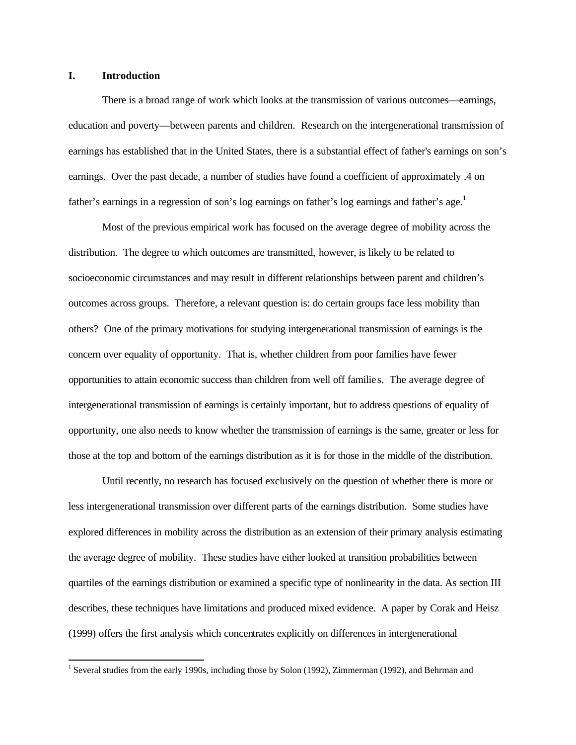## I. Introduction

There is a broad range of work which looks at the transmission of various outcomes—earnings, education and poverty—between parents and children. Research on the intergenerational transmission of earnings has established that in the United States, there is a substantial effect of father's earnings on son's earnings. Over the past decade, a number of studies have found a coefficient of approximately .4 on father's earnings in a regression of son's log earnings on father's log earnings and father's age.[1]

Most of the previous empirical work has focused on the average degree of mobility across the distribution. The degree to which outcomes are transmitted, however, is likely to be related to socioeconomic circumstances and may result in different relationships between parent and children's outcomes across groups. Therefore, a relevant question is: do certain groups face less mobility than others? One of the primary motivations for studying intergenerational transmission of earnings is the concern over equality of opportunity. That is, whether children from poor families have fewer opportunities to attain economic success than children from well off families. The average degree of intergenerational transmission of earnings is certainly important, but to address questions of equality of opportunity, one also needs to know whether the transmission of earnings is the same, greater or less for those at the top and bottom of the earnings distribution as it is for those in the middle of the distribution.

Until recently, no research has focused exclusively on the question of whether there is more or less intergenerational transmission over different parts of the earnings distribution. Some studies have explored differences in mobility across the distribution as an extension of their primary analysis estimating the average degree of mobility. These studies have either looked at transition probabilities between quartiles of the earnings distribution or examined a specific type of nonlinearity in the data. As section III describes, these techniques have limitations and produced mixed evidence. A paper by Corak and Heisz (1999) offers the first analysis which concentrates explicitly on differences in intergenerational

[1] Several studies from the early 1990s, including those by Solon (1992), Zimmerman (1992), and Behrman and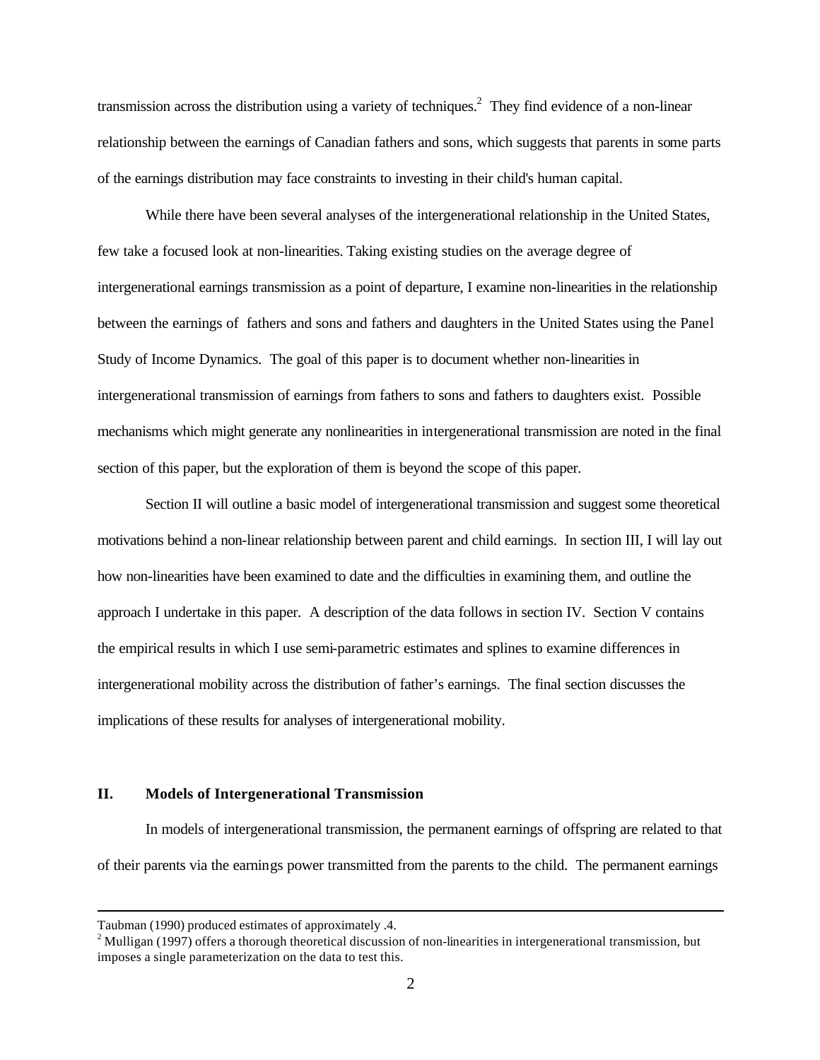transmission across the distribution using a variety of techniques.[2] They find evidence of a non-linear relationship between the earnings of Canadian fathers and sons, which suggests that parents in some parts of the earnings distribution may face constraints to investing in their child's human capital.

While there have been several analyses of the intergenerational relationship in the United States, few take a focused look at non-linearities. Taking existing studies on the average degree of intergenerational earnings transmission as a point of departure, I examine non-linearities in the relationship between the earnings of fathers and sons and fathers and daughters in the United States using the Panel Study of Income Dynamics. The goal of this paper is to document whether non-linearities in intergenerational transmission of earnings from fathers to sons and fathers to daughters exist. Possible mechanisms which might generate any nonlinearities in intergenerational transmission are noted in the final section of this paper, but the exploration of them is beyond the scope of this paper.

Section II will outline a basic model of intergenerational transmission and suggest some theoretical motivations behind a non-linear relationship between parent and child earnings. In section III, I will lay out how non-linearities have been examined to date and the difficulties in examining them, and outline the approach I undertake in this paper. A description of the data follows in section IV. Section V contains the empirical results in which I use semi-parametric estimates and splines to examine differences in intergenerational mobility across the distribution of father's earnings. The final section discusses the implications of these results for analyses of intergenerational mobility.

## II. Models of Intergenerational Transmission

In models of intergenerational transmission, the permanent earnings of offspring are related to that of their parents via the earnings power transmitted from the parents to the child. The permanent earnings

---

Taubman (1990) produced estimates of approximately .4.

[2] Mulligan (1997) offers a thorough theoretical discussion of non-linearities in intergenerational transmission, but imposes a single parameterization on the data to test this.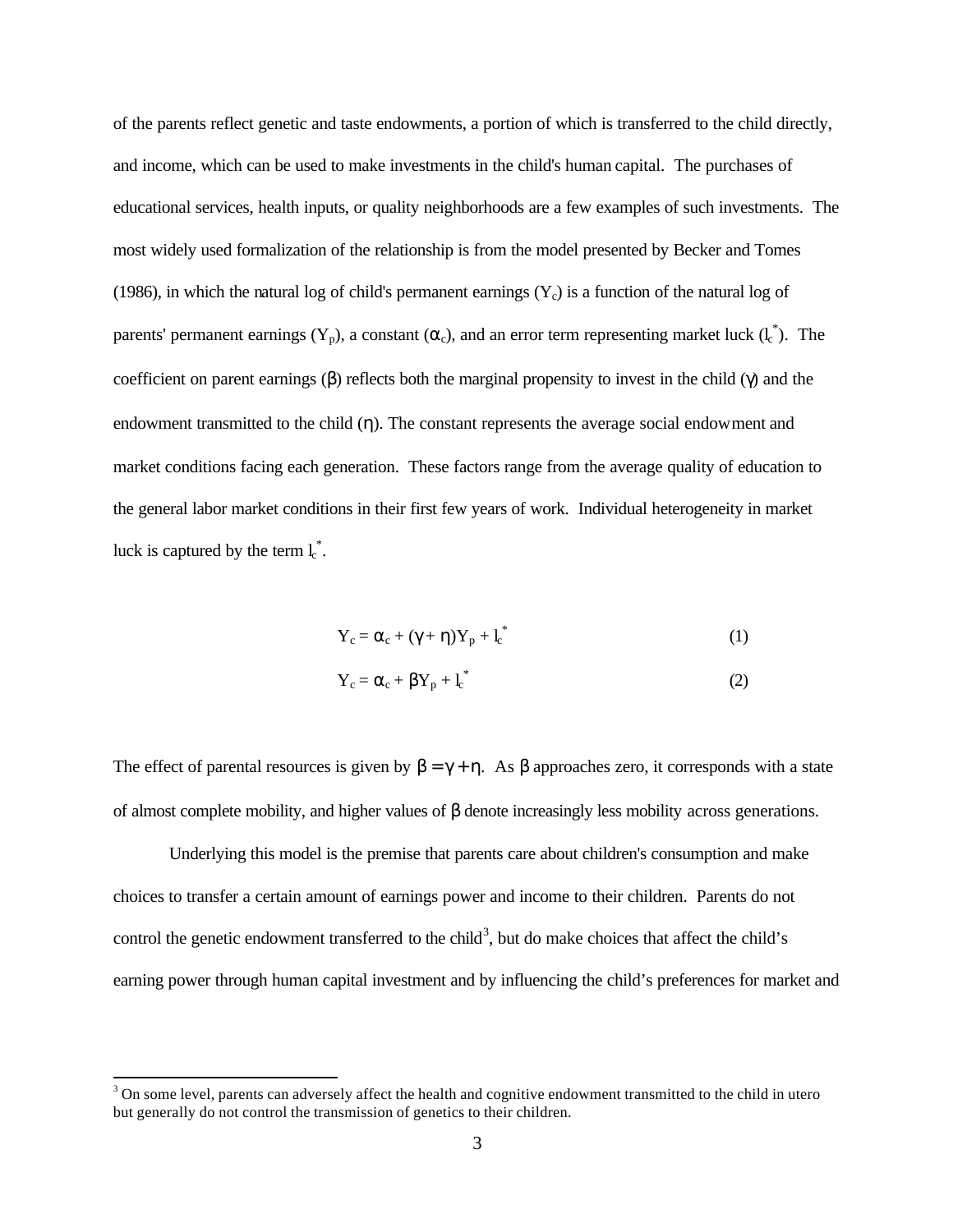of the parents reflect genetic and taste endowments, a portion of which is transferred to the child directly, and income, which can be used to make investments in the child's human capital. The purchases of educational services, health inputs, or quality neighborhoods are a few examples of such investments. The most widely used formalization of the relationship is from the model presented by Becker and Tomes (1986), in which the natural log of child's permanent earnings ($Y_c$) is a function of the natural log of parents' permanent earnings ($Y_p$), a constant ($\alpha_c$), and an error term representing market luck ($l_c^*$). The coefficient on parent earnings ($\beta$) reflects both the marginal propensity to invest in the child ($\gamma$) and the endowment transmitted to the child ($\eta$). The constant represents the average social endowment and market conditions facing each generation. These factors range from the average quality of education to the general labor market conditions in their first few years of work. Individual heterogeneity in market luck is captured by the term $l_c^*$.

$$Y_c = \alpha_c + (\gamma + \eta)Y_p + l_c^* \tag{1}$$

$$Y_c = \alpha_c + \beta Y_p + l_c^* \tag{2}$$

The effect of parental resources is given by $\beta = \gamma + \eta$. As $\beta$ approaches zero, it corresponds with a state of almost complete mobility, and higher values of $\beta$ denote increasingly less mobility across generations.

Underlying this model is the premise that parents care about children's consumption and make choices to transfer a certain amount of earnings power and income to their children. Parents do not control the genetic endowment transferred to the child[3], but do make choices that affect the child's earning power through human capital investment and by influencing the child's preferences for market and

---

[3] On some level, parents can adversely affect the health and cognitive endowment transmitted to the child in utero but generally do not control the transmission of genetics to their children.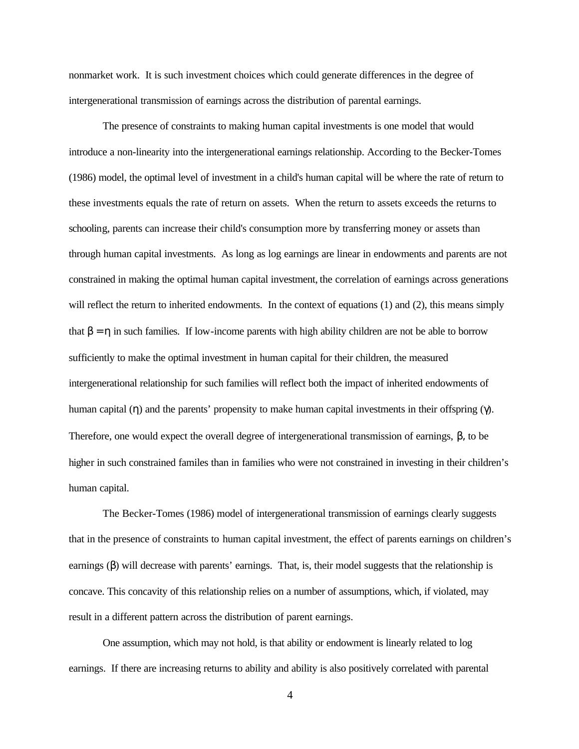nonmarket work. It is such investment choices which could generate differences in the degree of intergenerational transmission of earnings across the distribution of parental earnings.

The presence of constraints to making human capital investments is one model that would introduce a non-linearity into the intergenerational earnings relationship. According to the Becker-Tomes (1986) model, the optimal level of investment in a child's human capital will be where the rate of return to these investments equals the rate of return on assets. When the return to assets exceeds the returns to schooling, parents can increase their child's consumption more by transferring money or assets than through human capital investments. As long as log earnings are linear in endowments and parents are not constrained in making the optimal human capital investment, the correlation of earnings across generations will reflect the return to inherited endowments. In the context of equations (1) and (2), this means simply that $\beta = \eta$ in such families. If low-income parents with high ability children are not be able to borrow sufficiently to make the optimal investment in human capital for their children, the measured intergenerational relationship for such families will reflect both the impact of inherited endowments of human capital ($\eta$) and the parents' propensity to make human capital investments in their offspring ($\gamma$). Therefore, one would expect the overall degree of intergenerational transmission of earnings, $\beta$, to be higher in such constrained familes than in families who were not constrained in investing in their children's human capital.

The Becker-Tomes (1986) model of intergenerational transmission of earnings clearly suggests that in the presence of constraints to human capital investment, the effect of parents earnings on children's earnings ($\beta$) will decrease with parents' earnings. That, is, their model suggests that the relationship is concave. This concavity of this relationship relies on a number of assumptions, which, if violated, may result in a different pattern across the distribution of parent earnings.

One assumption, which may not hold, is that ability or endowment is linearly related to log earnings. If there are increasing returns to ability and ability is also positively correlated with parental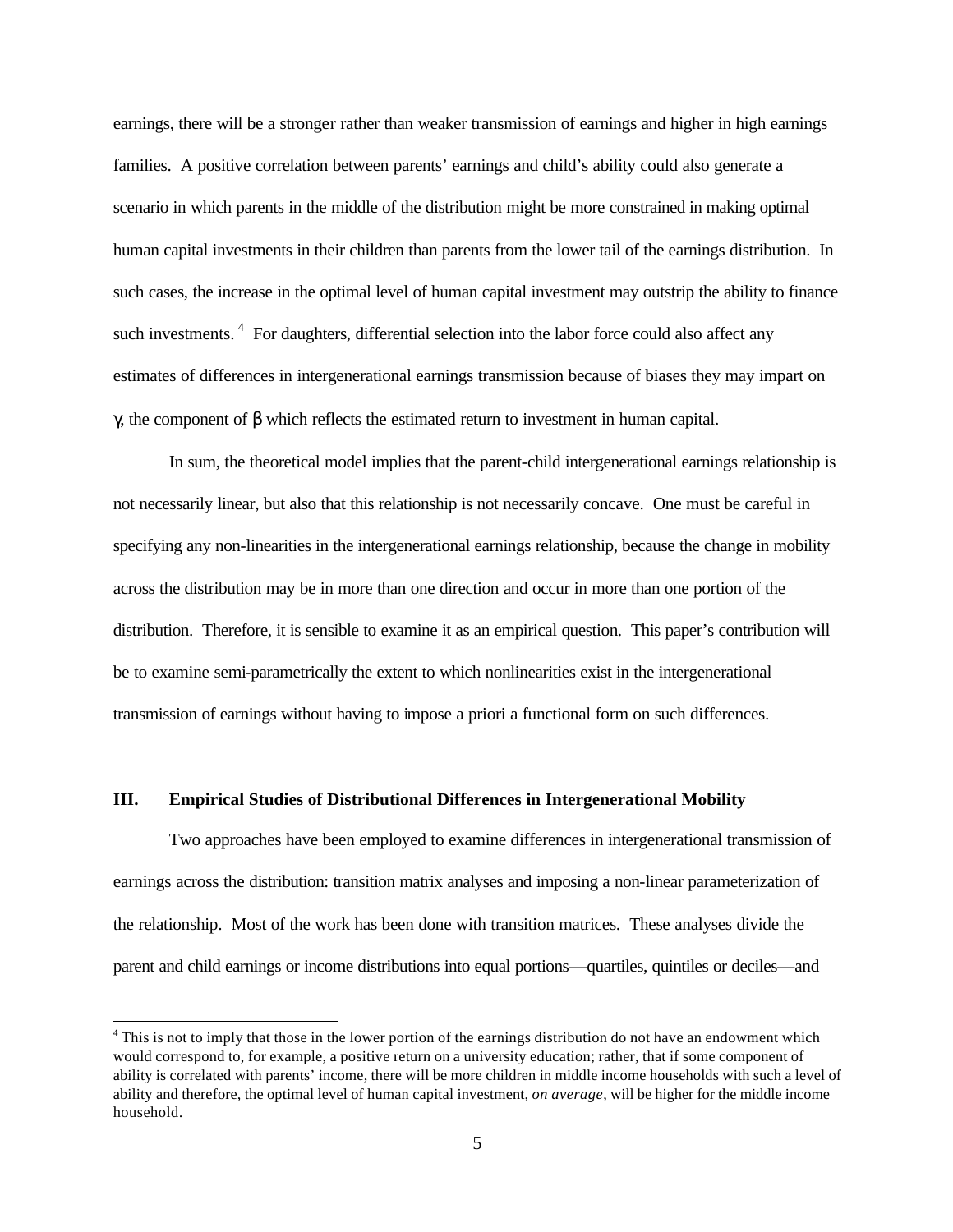earnings, there will be a stronger rather than weaker transmission of earnings and higher in high earnings families. A positive correlation between parents' earnings and child's ability could also generate a scenario in which parents in the middle of the distribution might be more constrained in making optimal human capital investments in their children than parents from the lower tail of the earnings distribution. In such cases, the increase in the optimal level of human capital investment may outstrip the ability to finance such investments.[4] For daughters, differential selection into the labor force could also affect any estimates of differences in intergenerational earnings transmission because of biases they may impart on $\gamma$, the component of $\beta$ which reflects the estimated return to investment in human capital.

In sum, the theoretical model implies that the parent-child intergenerational earnings relationship is not necessarily linear, but also that this relationship is not necessarily concave. One must be careful in specifying any non-linearities in the intergenerational earnings relationship, because the change in mobility across the distribution may be in more than one direction and occur in more than one portion of the distribution. Therefore, it is sensible to examine it as an empirical question. This paper's contribution will be to examine semi-parametrically the extent to which nonlinearities exist in the intergenerational transmission of earnings without having to impose a priori a functional form on such differences.

## III. Empirical Studies of Distributional Differences in Intergenerational Mobility

Two approaches have been employed to examine differences in intergenerational transmission of earnings across the distribution: transition matrix analyses and imposing a non-linear parameterization of the relationship. Most of the work has been done with transition matrices. These analyses divide the parent and child earnings or income distributions into equal portions—quartiles, quintiles or deciles—and

[4] This is not to imply that those in the lower portion of the earnings distribution do not have an endowment which would correspond to, for example, a positive return on a university education; rather, that if some component of ability is correlated with parents' income, there will be more children in middle income households with such a level of ability and therefore, the optimal level of human capital investment, *on average*, will be higher for the middle income household.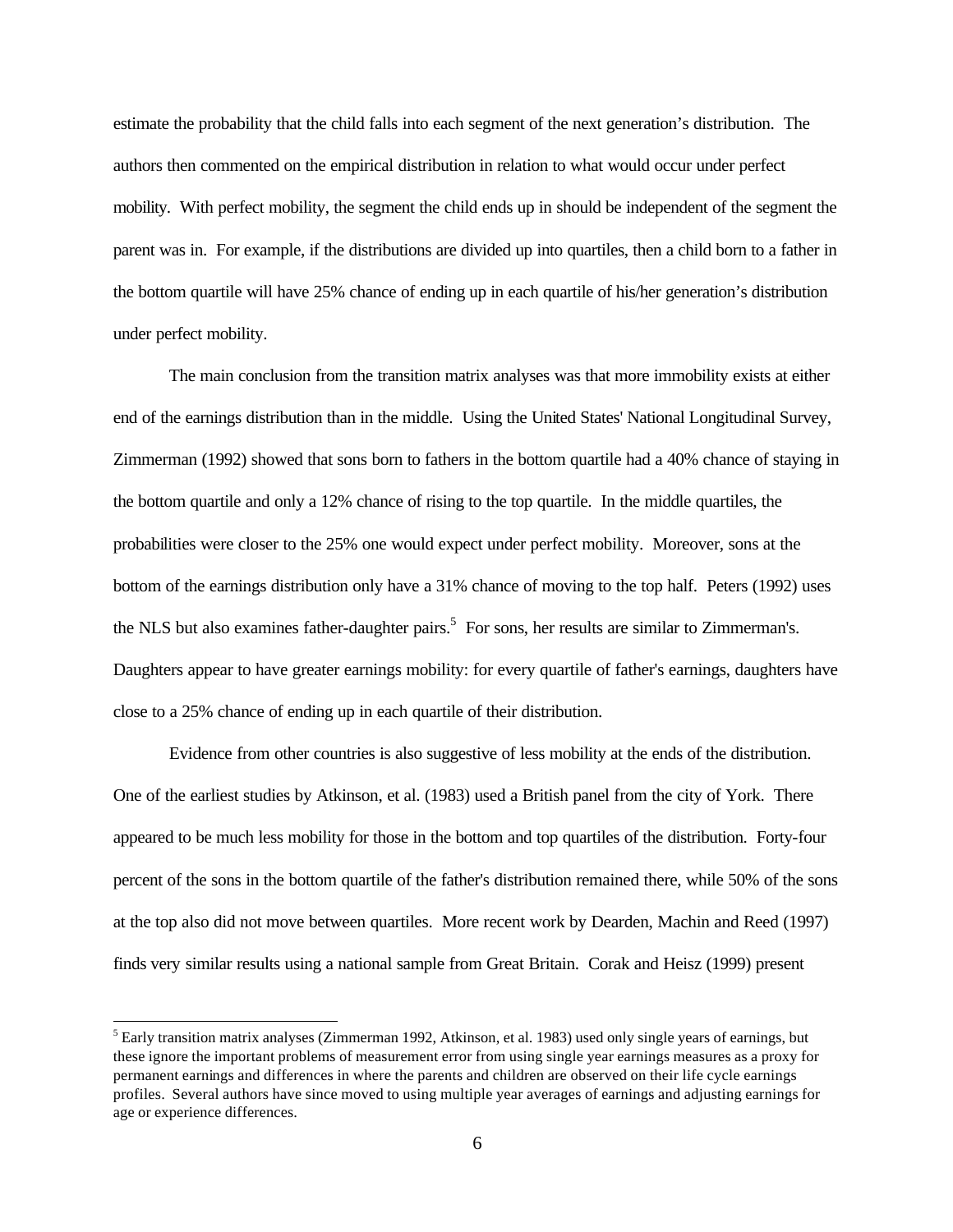estimate the probability that the child falls into each segment of the next generation's distribution. The authors then commented on the empirical distribution in relation to what would occur under perfect mobility. With perfect mobility, the segment the child ends up in should be independent of the segment the parent was in. For example, if the distributions are divided up into quartiles, then a child born to a father in the bottom quartile will have 25% chance of ending up in each quartile of his/her generation's distribution under perfect mobility.

The main conclusion from the transition matrix analyses was that more immobility exists at either end of the earnings distribution than in the middle. Using the United States' National Longitudinal Survey, Zimmerman (1992) showed that sons born to fathers in the bottom quartile had a 40% chance of staying in the bottom quartile and only a 12% chance of rising to the top quartile. In the middle quartiles, the probabilities were closer to the 25% one would expect under perfect mobility. Moreover, sons at the bottom of the earnings distribution only have a 31% chance of moving to the top half. Peters (1992) uses the NLS but also examines father-daughter pairs.[5] For sons, her results are similar to Zimmerman's. Daughters appear to have greater earnings mobility: for every quartile of father's earnings, daughters have close to a 25% chance of ending up in each quartile of their distribution.

Evidence from other countries is also suggestive of less mobility at the ends of the distribution. One of the earliest studies by Atkinson, et al. (1983) used a British panel from the city of York. There appeared to be much less mobility for those in the bottom and top quartiles of the distribution. Forty-four percent of the sons in the bottom quartile of the father's distribution remained there, while 50% of the sons at the top also did not move between quartiles. More recent work by Dearden, Machin and Reed (1997) finds very similar results using a national sample from Great Britain. Corak and Heisz (1999) present

[5] Early transition matrix analyses (Zimmerman 1992, Atkinson, et al. 1983) used only single years of earnings, but these ignore the important problems of measurement error from using single year earnings measures as a proxy for permanent earnings and differences in where the parents and children are observed on their life cycle earnings profiles. Several authors have since moved to using multiple year averages of earnings and adjusting earnings for age or experience differences.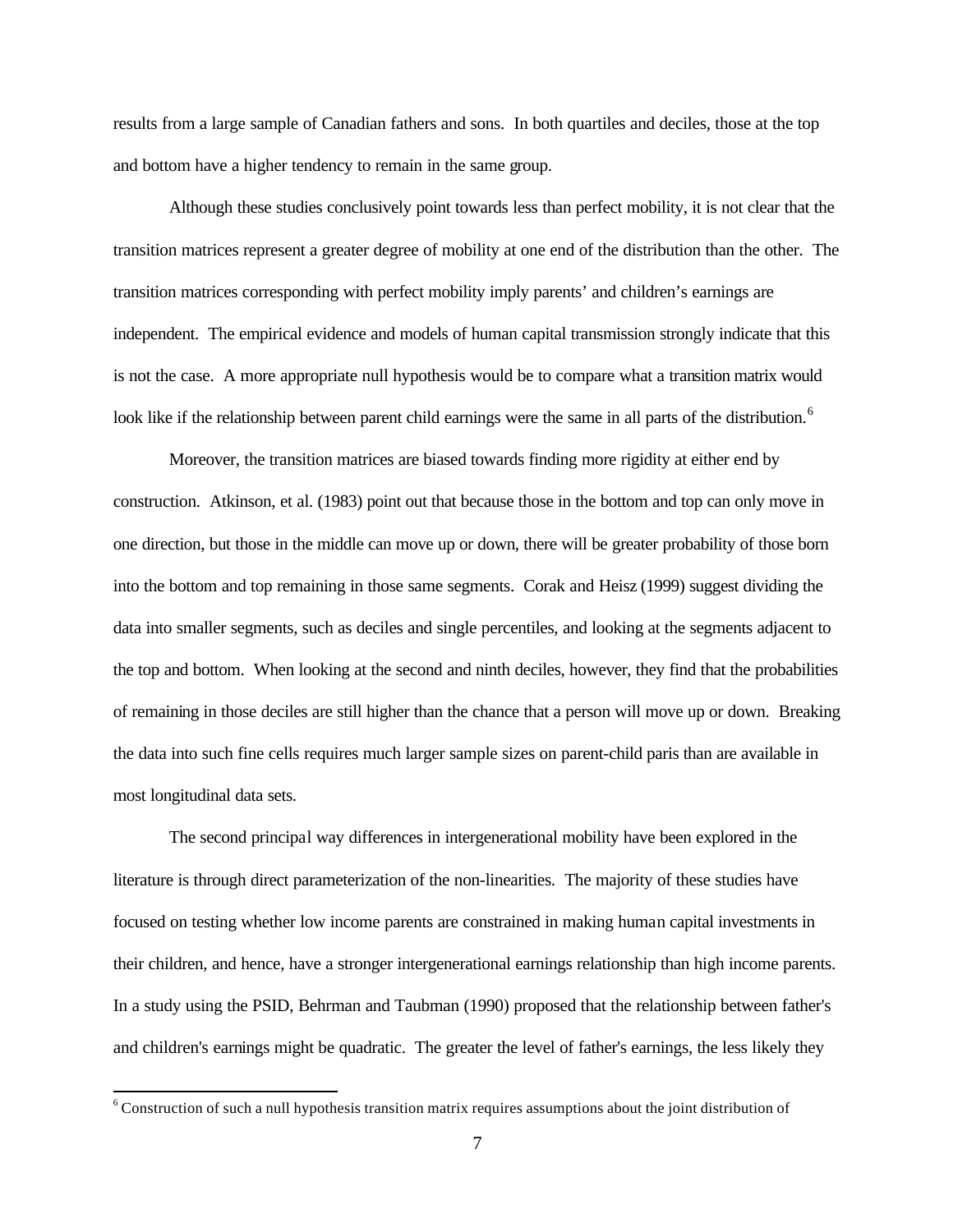results from a large sample of Canadian fathers and sons. In both quartiles and deciles, those at the top and bottom have a higher tendency to remain in the same group.

Although these studies conclusively point towards less than perfect mobility, it is not clear that the transition matrices represent a greater degree of mobility at one end of the distribution than the other. The transition matrices corresponding with perfect mobility imply parents' and children's earnings are independent. The empirical evidence and models of human capital transmission strongly indicate that this is not the case. A more appropriate null hypothesis would be to compare what a transition matrix would look like if the relationship between parent child earnings were the same in all parts of the distribution.[6]

Moreover, the transition matrices are biased towards finding more rigidity at either end by construction. Atkinson, et al. (1983) point out that because those in the bottom and top can only move in one direction, but those in the middle can move up or down, there will be greater probability of those born into the bottom and top remaining in those same segments. Corak and Heisz (1999) suggest dividing the data into smaller segments, such as deciles and single percentiles, and looking at the segments adjacent to the top and bottom. When looking at the second and ninth deciles, however, they find that the probabilities of remaining in those deciles are still higher than the chance that a person will move up or down. Breaking the data into such fine cells requires much larger sample sizes on parent-child paris than are available in most longitudinal data sets.

The second principal way differences in intergenerational mobility have been explored in the literature is through direct parameterization of the non-linearities. The majority of these studies have focused on testing whether low income parents are constrained in making human capital investments in their children, and hence, have a stronger intergenerational earnings relationship than high income parents. In a study using the PSID, Behrman and Taubman (1990) proposed that the relationship between father's and children's earnings might be quadratic. The greater the level of father's earnings, the less likely they

[6] Construction of such a null hypothesis transition matrix requires assumptions about the joint distribution of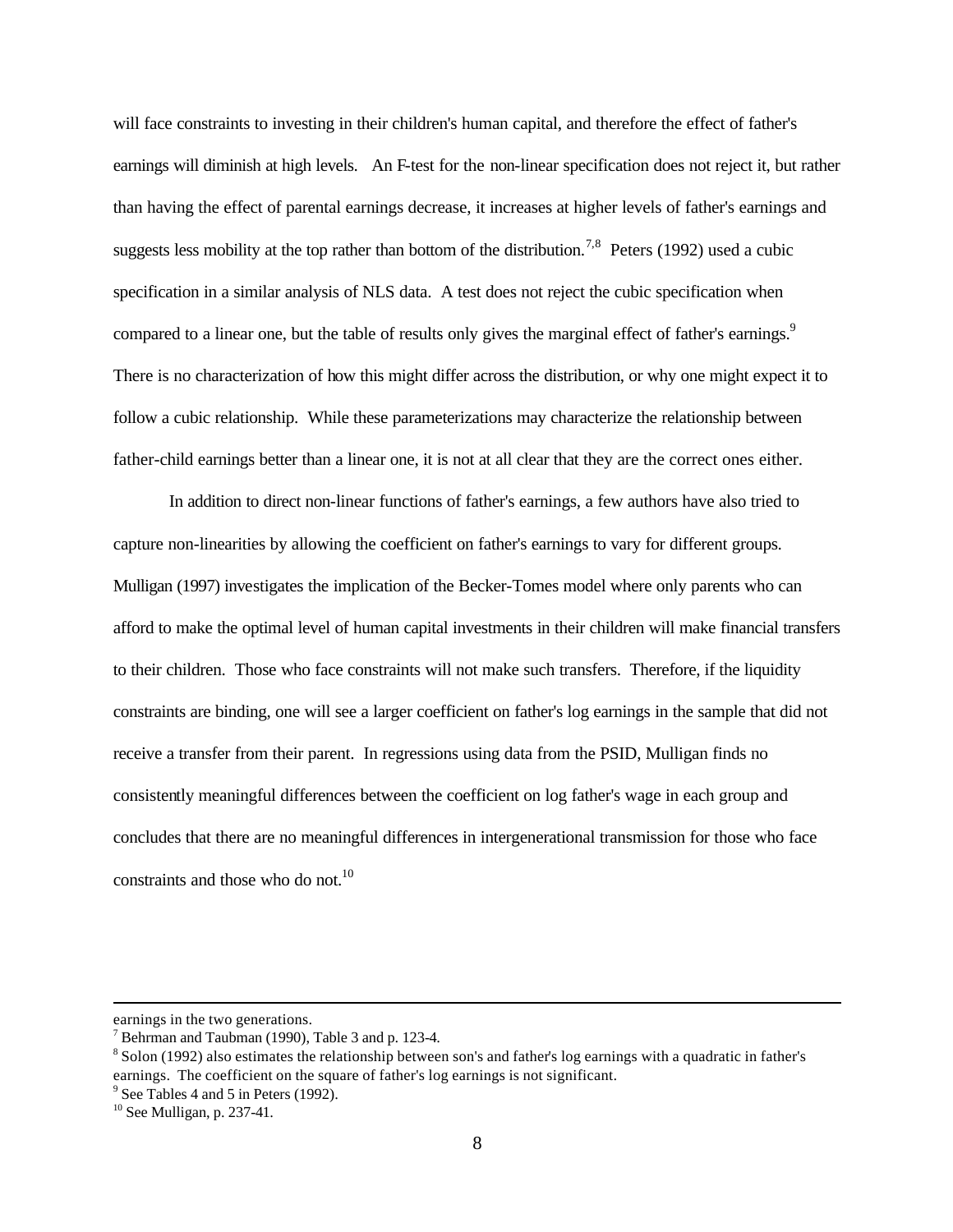will face constraints to investing in their children's human capital, and therefore the effect of father's earnings will diminish at high levels. An F-test for the non-linear specification does not reject it, but rather than having the effect of parental earnings decrease, it increases at higher levels of father's earnings and suggests less mobility at the top rather than bottom of the distribution.[7,8] Peters (1992) used a cubic specification in a similar analysis of NLS data. A test does not reject the cubic specification when compared to a linear one, but the table of results only gives the marginal effect of father's earnings.[9] There is no characterization of how this might differ across the distribution, or why one might expect it to follow a cubic relationship. While these parameterizations may characterize the relationship between father-child earnings better than a linear one, it is not at all clear that they are the correct ones either.

In addition to direct non-linear functions of father's earnings, a few authors have also tried to capture non-linearities by allowing the coefficient on father's earnings to vary for different groups. Mulligan (1997) investigates the implication of the Becker-Tomes model where only parents who can afford to make the optimal level of human capital investments in their children will make financial transfers to their children. Those who face constraints will not make such transfers. Therefore, if the liquidity constraints are binding, one will see a larger coefficient on father's log earnings in the sample that did not receive a transfer from their parent. In regressions using data from the PSID, Mulligan finds no consistently meaningful differences between the coefficient on log father's wage in each group and concludes that there are no meaningful differences in intergenerational transmission for those who face constraints and those who do not.[10]

---

earnings in the two generations.

[7] Behrman and Taubman (1990), Table 3 and p. 123-4.

[8] Solon (1992) also estimates the relationship between son's and father's log earnings with a quadratic in father's earnings. The coefficient on the square of father's log earnings is not significant.

[9] See Tables 4 and 5 in Peters (1992).

[10] See Mulligan, p. 237-41.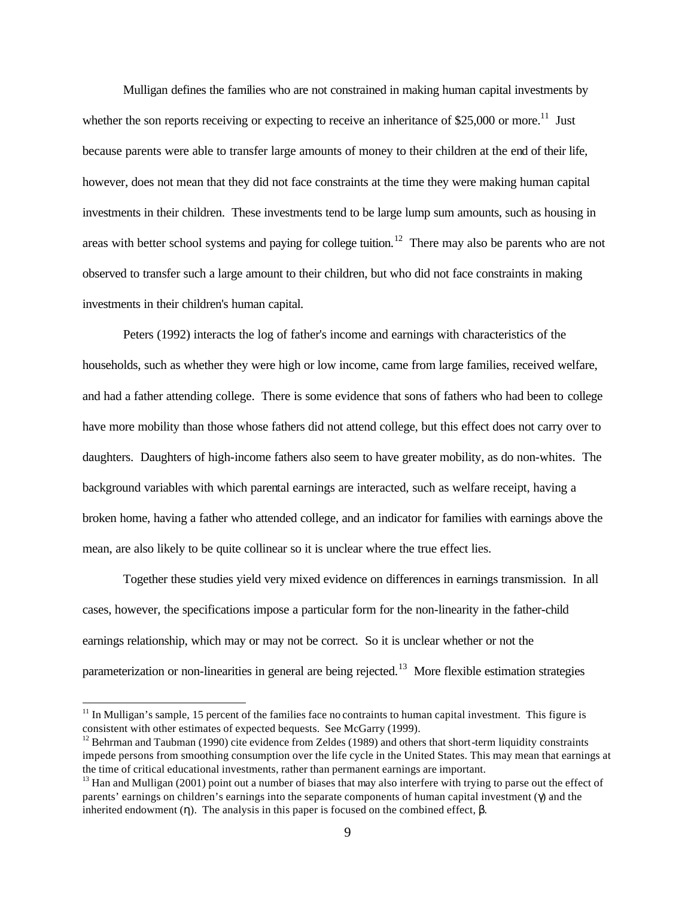Mulligan defines the families who are not constrained in making human capital investments by whether the son reports receiving or expecting to receive an inheritance of $25,000 or more.[11] Just because parents were able to transfer large amounts of money to their children at the end of their life, however, does not mean that they did not face constraints at the time they were making human capital investments in their children. These investments tend to be large lump sum amounts, such as housing in areas with better school systems and paying for college tuition.[12] There may also be parents who are not observed to transfer such a large amount to their children, but who did not face constraints in making investments in their children's human capital.

Peters (1992) interacts the log of father's income and earnings with characteristics of the households, such as whether they were high or low income, came from large families, received welfare, and had a father attending college. There is some evidence that sons of fathers who had been to college have more mobility than those whose fathers did not attend college, but this effect does not carry over to daughters. Daughters of high-income fathers also seem to have greater mobility, as do non-whites. The background variables with which parental earnings are interacted, such as welfare receipt, having a broken home, having a father who attended college, and an indicator for families with earnings above the mean, are also likely to be quite collinear so it is unclear where the true effect lies.

Together these studies yield very mixed evidence on differences in earnings transmission. In all cases, however, the specifications impose a particular form for the non-linearity in the father-child earnings relationship, which may or may not be correct. So it is unclear whether or not the parameterization or non-linearities in general are being rejected.[13] More flexible estimation strategies

[11] In Mulligan's sample, 15 percent of the families face no contraints to human capital investment. This figure is consistent with other estimates of expected bequests. See McGarry (1999).

[12] Behrman and Taubman (1990) cite evidence from Zeldes (1989) and others that short-term liquidity constraints impede persons from smoothing consumption over the life cycle in the United States. This may mean that earnings at the time of critical educational investments, rather than permanent earnings are important.

[13] Han and Mulligan (2001) point out a number of biases that may also interfere with trying to parse out the effect of parents' earnings on children's earnings into the separate components of human capital investment ($\gamma$) and the inherited endowment ($\eta$). The analysis in this paper is focused on the combined effect, $\beta$.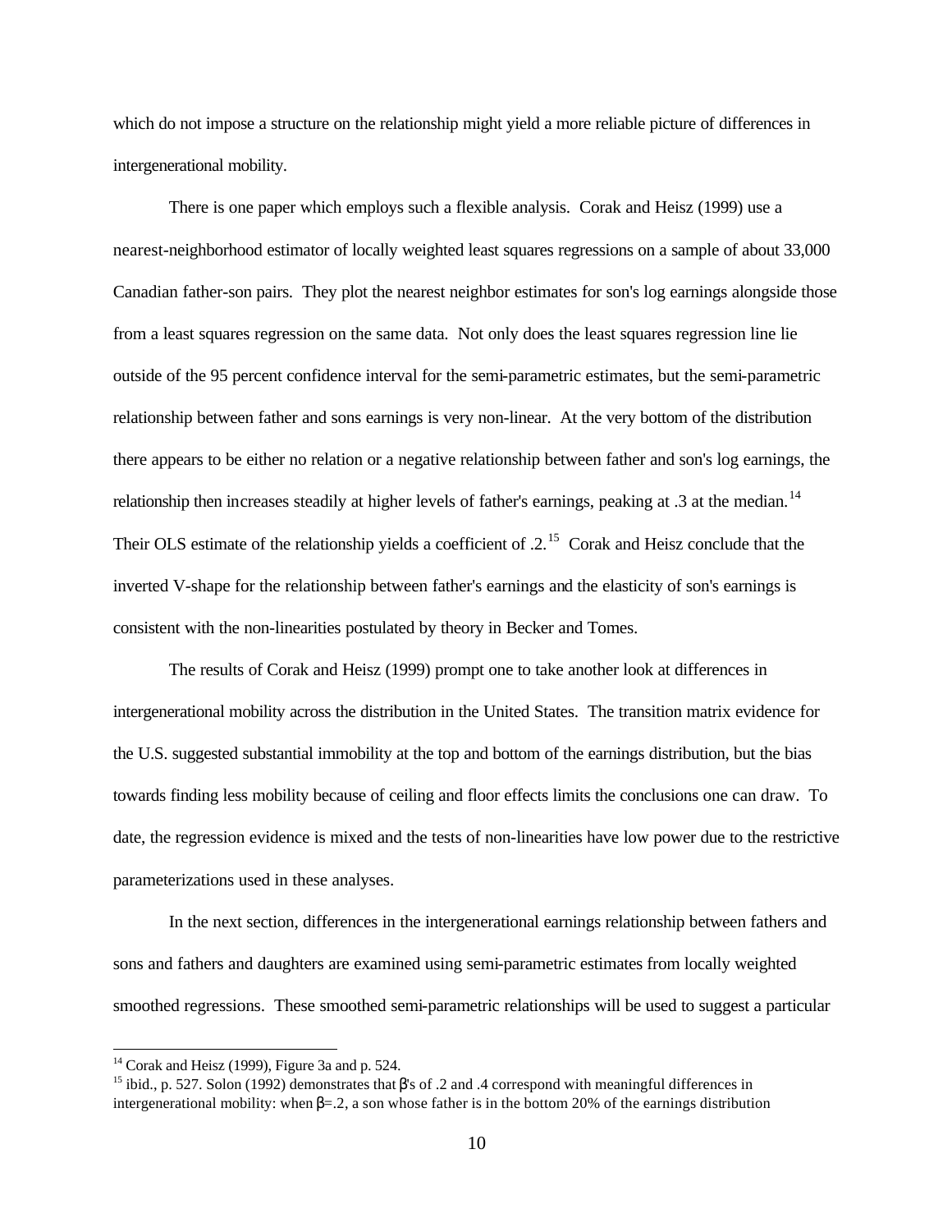which do not impose a structure on the relationship might yield a more reliable picture of differences in intergenerational mobility.

There is one paper which employs such a flexible analysis. Corak and Heisz (1999) use a nearest-neighborhood estimator of locally weighted least squares regressions on a sample of about 33,000 Canadian father-son pairs. They plot the nearest neighbor estimates for son's log earnings alongside those from a least squares regression on the same data. Not only does the least squares regression line lie outside of the 95 percent confidence interval for the semi-parametric estimates, but the semi-parametric relationship between father and sons earnings is very non-linear. At the very bottom of the distribution there appears to be either no relation or a negative relationship between father and son's log earnings, the relationship then increases steadily at higher levels of father's earnings, peaking at .3 at the median.[14] Their OLS estimate of the relationship yields a coefficient of .2.[15] Corak and Heisz conclude that the inverted V-shape for the relationship between father's earnings and the elasticity of son's earnings is consistent with the non-linearities postulated by theory in Becker and Tomes.

The results of Corak and Heisz (1999) prompt one to take another look at differences in intergenerational mobility across the distribution in the United States. The transition matrix evidence for the U.S. suggested substantial immobility at the top and bottom of the earnings distribution, but the bias towards finding less mobility because of ceiling and floor effects limits the conclusions one can draw. To date, the regression evidence is mixed and the tests of non-linearities have low power due to the restrictive parameterizations used in these analyses.

In the next section, differences in the intergenerational earnings relationship between fathers and sons and fathers and daughters are examined using semi-parametric estimates from locally weighted smoothed regressions. These smoothed semi-parametric relationships will be used to suggest a particular

---

[14] Corak and Heisz (1999), Figure 3a and p. 524.

[15] ibid., p. 527. Solon (1992) demonstrates that $\beta$'s of .2 and .4 correspond with meaningful differences in intergenerational mobility: when $\beta$=.2, a son whose father is in the bottom 20% of the earnings distribution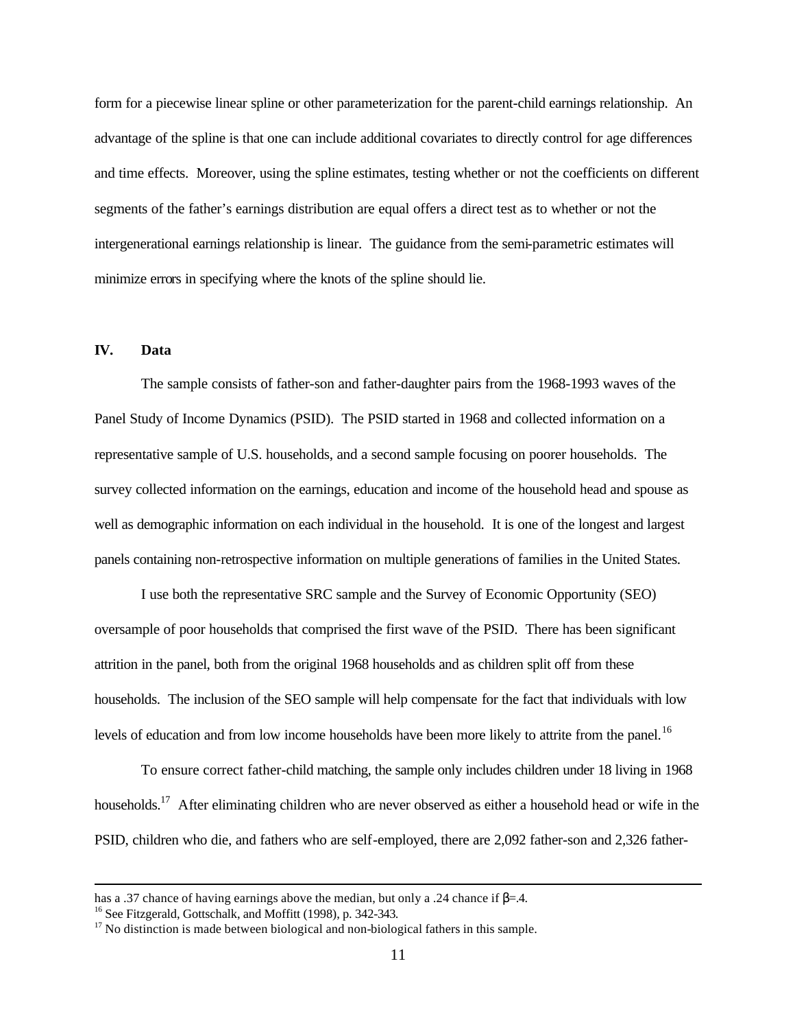form for a piecewise linear spline or other parameterization for the parent-child earnings relationship. An advantage of the spline is that one can include additional covariates to directly control for age differences and time effects. Moreover, using the spline estimates, testing whether or not the coefficients on different segments of the father's earnings distribution are equal offers a direct test as to whether or not the intergenerational earnings relationship is linear. The guidance from the semi-parametric estimates will minimize errors in specifying where the knots of the spline should lie.

## IV. Data

The sample consists of father-son and father-daughter pairs from the 1968-1993 waves of the Panel Study of Income Dynamics (PSID). The PSID started in 1968 and collected information on a representative sample of U.S. households, and a second sample focusing on poorer households. The survey collected information on the earnings, education and income of the household head and spouse as well as demographic information on each individual in the household. It is one of the longest and largest panels containing non-retrospective information on multiple generations of families in the United States.

I use both the representative SRC sample and the Survey of Economic Opportunity (SEO) oversample of poor households that comprised the first wave of the PSID. There has been significant attrition in the panel, both from the original 1968 households and as children split off from these households. The inclusion of the SEO sample will help compensate for the fact that individuals with low levels of education and from low income households have been more likely to attrite from the panel.[16]

To ensure correct father-child matching, the sample only includes children under 18 living in 1968 households.[17] After eliminating children who are never observed as either a household head or wife in the PSID, children who die, and fathers who are self-employed, there are 2,092 father-son and 2,326 father-

---

has a .37 chance of having earnings above the median, but only a .24 chance if $\beta$=.4.

[16] See Fitzgerald, Gottschalk, and Moffitt (1998), p. 342-343.

[17] No distinction is made between biological and non-biological fathers in this sample.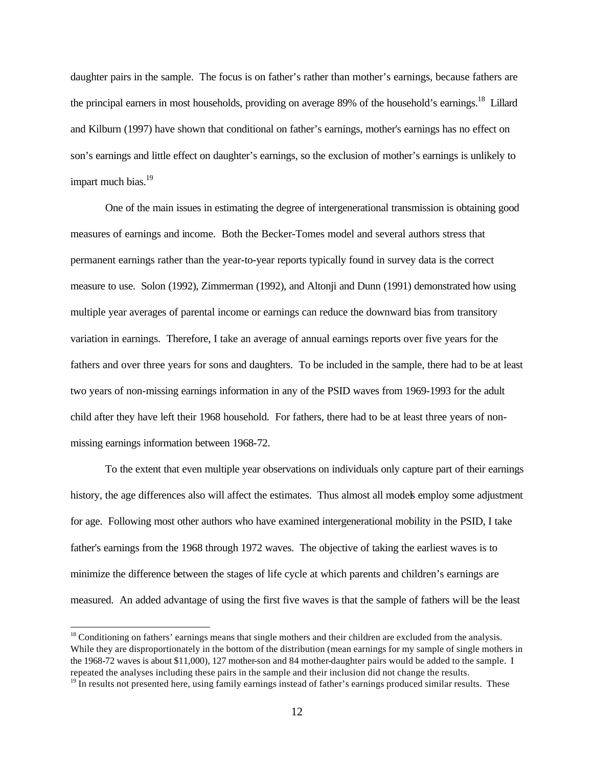daughter pairs in the sample. The focus is on father's rather than mother's earnings, because fathers are the principal earners in most households, providing on average 89% of the household's earnings.[18] Lillard and Kilburn (1997) have shown that conditional on father's earnings, mother's earnings has no effect on son's earnings and little effect on daughter's earnings, so the exclusion of mother's earnings is unlikely to impart much bias.[19]

One of the main issues in estimating the degree of intergenerational transmission is obtaining good measures of earnings and income. Both the Becker-Tomes model and several authors stress that permanent earnings rather than the year-to-year reports typically found in survey data is the correct measure to use. Solon (1992), Zimmerman (1992), and Altonji and Dunn (1991) demonstrated how using multiple year averages of parental income or earnings can reduce the downward bias from transitory variation in earnings. Therefore, I take an average of annual earnings reports over five years for the fathers and over three years for sons and daughters. To be included in the sample, there had to be at least two years of non-missing earnings information in any of the PSID waves from 1969-1993 for the adult child after they have left their 1968 household. For fathers, there had to be at least three years of non-missing earnings information between 1968-72.

To the extent that even multiple year observations on individuals only capture part of their earnings history, the age differences also will affect the estimates. Thus almost all models employ some adjustment for age. Following most other authors who have examined intergenerational mobility in the PSID, I take father's earnings from the 1968 through 1972 waves. The objective of taking the earliest waves is to minimize the difference between the stages of life cycle at which parents and children's earnings are measured. An added advantage of using the first five waves is that the sample of fathers will be the least

[18] Conditioning on fathers' earnings means that single mothers and their children are excluded from the analysis. While they are disproportionately in the bottom of the distribution (mean earnings for my sample of single mothers in the 1968-72 waves is about $11,000), 127 mother-son and 84 mother-daughter pairs would be added to the sample. I repeated the analyses including these pairs in the sample and their inclusion did not change the results.

[19] In results not presented here, using family earnings instead of father's earnings produced similar results. These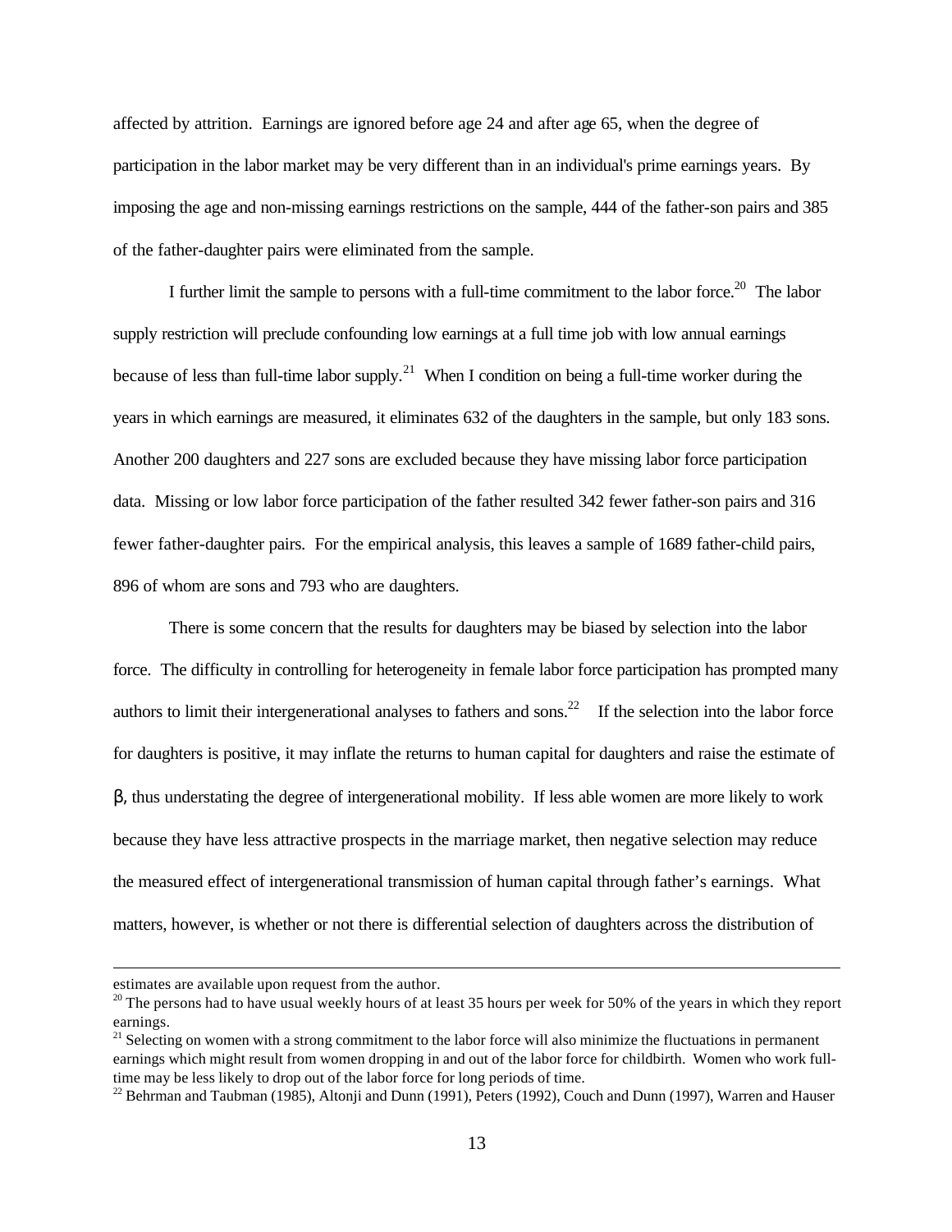affected by attrition. Earnings are ignored before age 24 and after age 65, when the degree of participation in the labor market may be very different than in an individual's prime earnings years. By imposing the age and non-missing earnings restrictions on the sample, 444 of the father-son pairs and 385 of the father-daughter pairs were eliminated from the sample.

I further limit the sample to persons with a full-time commitment to the labor force.[20] The labor supply restriction will preclude confounding low earnings at a full time job with low annual earnings because of less than full-time labor supply.[21] When I condition on being a full-time worker during the years in which earnings are measured, it eliminates 632 of the daughters in the sample, but only 183 sons. Another 200 daughters and 227 sons are excluded because they have missing labor force participation data. Missing or low labor force participation of the father resulted 342 fewer father-son pairs and 316 fewer father-daughter pairs. For the empirical analysis, this leaves a sample of 1689 father-child pairs, 896 of whom are sons and 793 who are daughters.

There is some concern that the results for daughters may be biased by selection into the labor force. The difficulty in controlling for heterogeneity in female labor force participation has prompted many authors to limit their intergenerational analyses to fathers and sons.[22] If the selection into the labor force for daughters is positive, it may inflate the returns to human capital for daughters and raise the estimate of $\beta$, thus understating the degree of intergenerational mobility. If less able women are more likely to work because they have less attractive prospects in the marriage market, then negative selection may reduce the measured effect of intergenerational transmission of human capital through father's earnings. What matters, however, is whether or not there is differential selection of daughters across the distribution of

---

estimates are available upon request from the author.

[20] The persons had to have usual weekly hours of at least 35 hours per week for 50% of the years in which they report earnings.

[21] Selecting on women with a strong commitment to the labor force will also minimize the fluctuations in permanent earnings which might result from women dropping in and out of the labor force for childbirth. Women who work full-time may be less likely to drop out of the labor force for long periods of time.

[22] Behrman and Taubman (1985), Altonji and Dunn (1991), Peters (1992), Couch and Dunn (1997), Warren and Hauser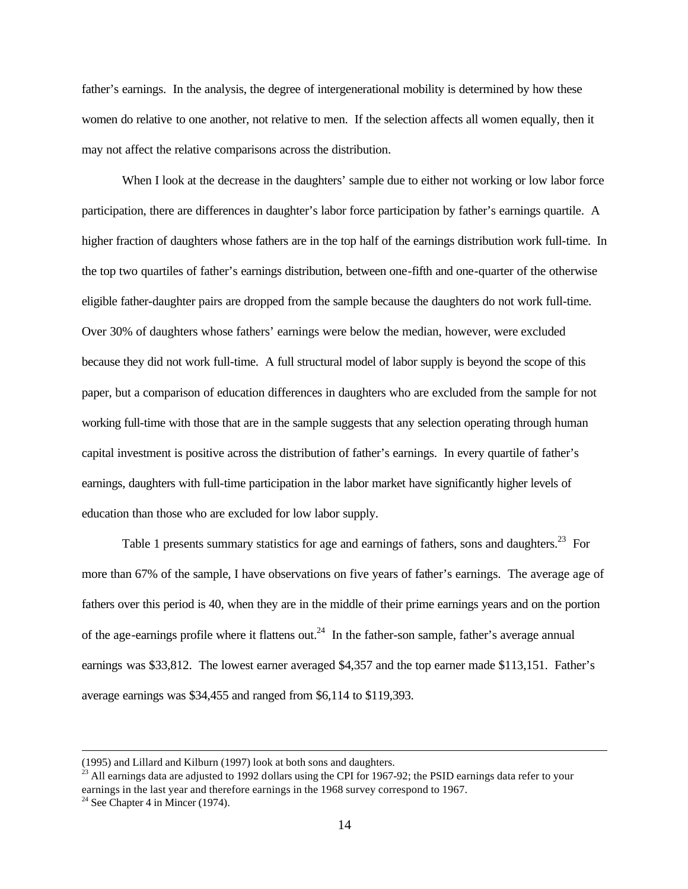father's earnings. In the analysis, the degree of intergenerational mobility is determined by how these women do relative to one another, not relative to men. If the selection affects all women equally, then it may not affect the relative comparisons across the distribution.

When I look at the decrease in the daughters' sample due to either not working or low labor force participation, there are differences in daughter's labor force participation by father's earnings quartile. A higher fraction of daughters whose fathers are in the top half of the earnings distribution work full-time. In the top two quartiles of father's earnings distribution, between one-fifth and one-quarter of the otherwise eligible father-daughter pairs are dropped from the sample because the daughters do not work full-time. Over 30% of daughters whose fathers' earnings were below the median, however, were excluded because they did not work full-time. A full structural model of labor supply is beyond the scope of this paper, but a comparison of education differences in daughters who are excluded from the sample for not working full-time with those that are in the sample suggests that any selection operating through human capital investment is positive across the distribution of father's earnings. In every quartile of father's earnings, daughters with full-time participation in the labor market have significantly higher levels of education than those who are excluded for low labor supply.

Table 1 presents summary statistics for age and earnings of fathers, sons and daughters.[23] For more than 67% of the sample, I have observations on five years of father's earnings. The average age of fathers over this period is 40, when they are in the middle of their prime earnings years and on the portion of the age-earnings profile where it flattens out.[24] In the father-son sample, father's average annual earnings was $33,812. The lowest earner averaged $4,357 and the top earner made $113,151. Father's average earnings was $34,455 and ranged from $6,114 to $119,393.

---

(1995) and Lillard and Kilburn (1997) look at both sons and daughters.

[23] All earnings data are adjusted to 1992 dollars using the CPI for 1967-92; the PSID earnings data refer to your earnings in the last year and therefore earnings in the 1968 survey correspond to 1967.

[24] See Chapter 4 in Mincer (1974).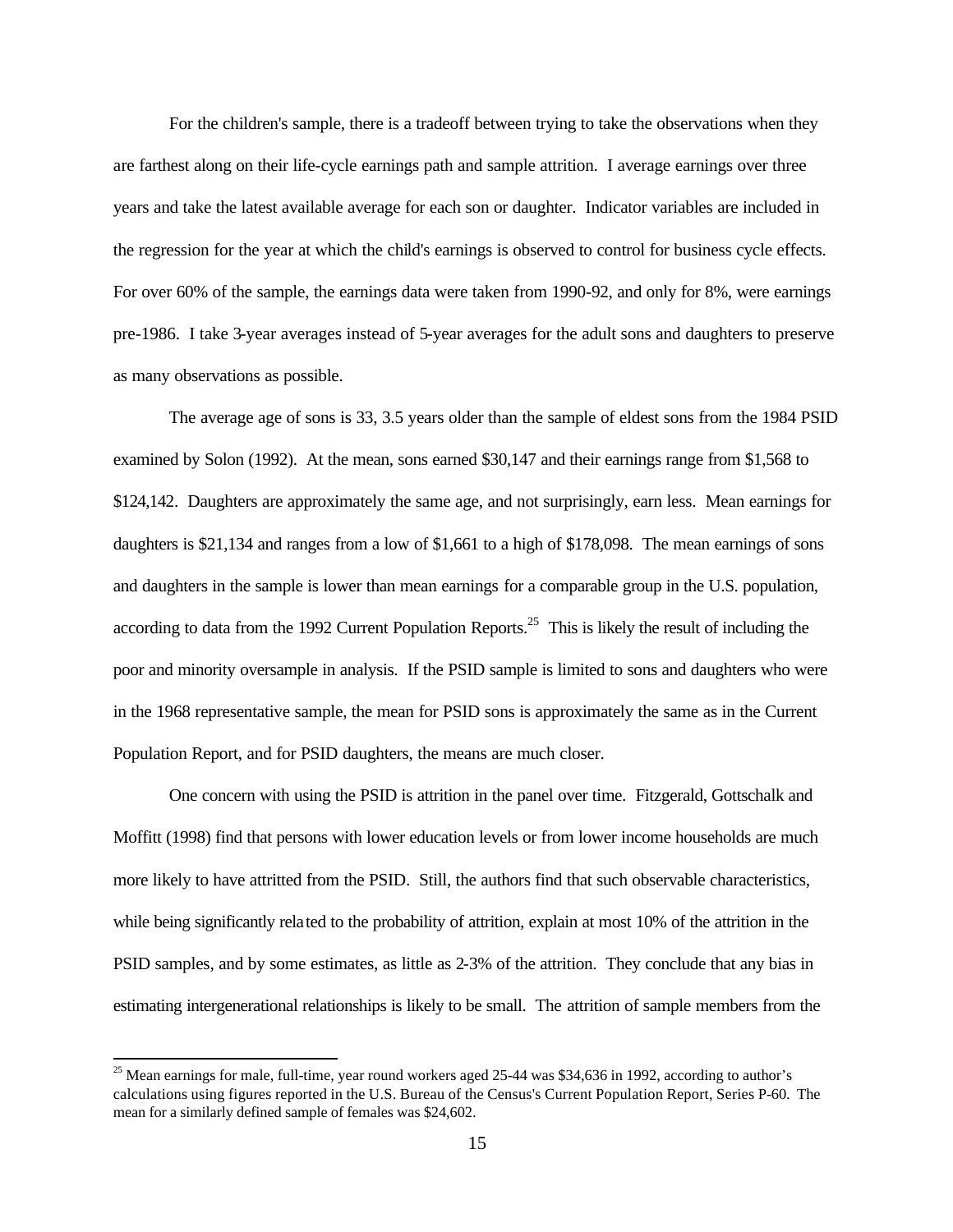For the children's sample, there is a tradeoff between trying to take the observations when they are farthest along on their life-cycle earnings path and sample attrition. I average earnings over three years and take the latest available average for each son or daughter. Indicator variables are included in the regression for the year at which the child's earnings is observed to control for business cycle effects. For over 60% of the sample, the earnings data were taken from 1990-92, and only for 8%, were earnings pre-1986. I take 3-year averages instead of 5-year averages for the adult sons and daughters to preserve as many observations as possible.

The average age of sons is 33, 3.5 years older than the sample of eldest sons from the 1984 PSID examined by Solon (1992). At the mean, sons earned \$30,147 and their earnings range from \$1,568 to \$124,142. Daughters are approximately the same age, and not surprisingly, earn less. Mean earnings for daughters is \$21,134 and ranges from a low of \$1,661 to a high of \$178,098. The mean earnings of sons and daughters in the sample is lower than mean earnings for a comparable group in the U.S. population, according to data from the 1992 Current Population Reports.[25] This is likely the result of including the poor and minority oversample in analysis. If the PSID sample is limited to sons and daughters who were in the 1968 representative sample, the mean for PSID sons is approximately the same as in the Current Population Report, and for PSID daughters, the means are much closer.

One concern with using the PSID is attrition in the panel over time. Fitzgerald, Gottschalk and Moffitt (1998) find that persons with lower education levels or from lower income households are much more likely to have attritted from the PSID. Still, the authors find that such observable characteristics, while being significantly related to the probability of attrition, explain at most 10% of the attrition in the PSID samples, and by some estimates, as little as 2-3% of the attrition. They conclude that any bias in estimating intergenerational relationships is likely to be small. The attrition of sample members from the

[25] Mean earnings for male, full-time, year round workers aged 25-44 was \$34,636 in 1992, according to author's calculations using figures reported in the U.S. Bureau of the Census's Current Population Report, Series P-60. The mean for a similarly defined sample of females was \$24,602.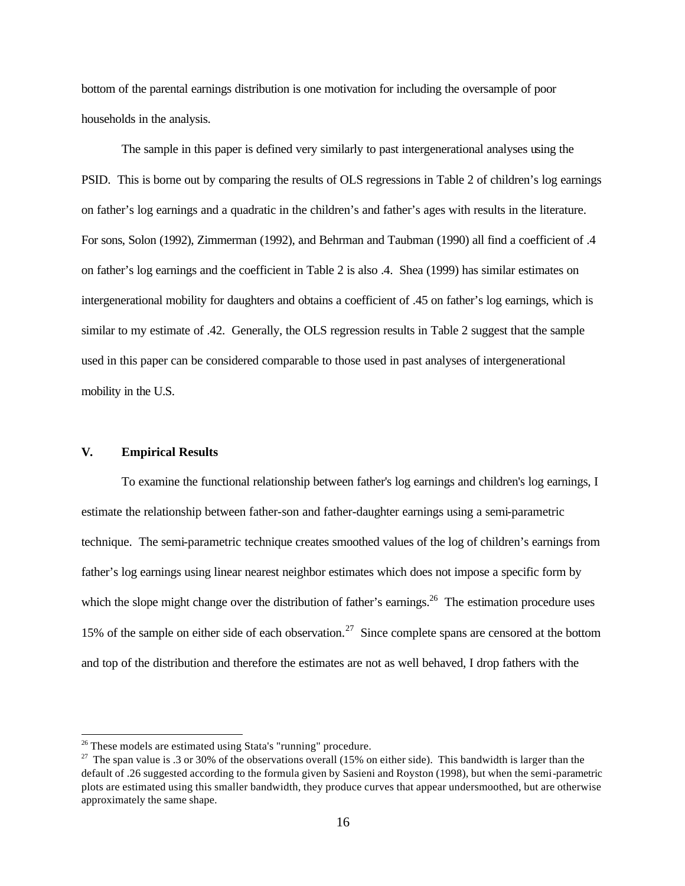bottom of the parental earnings distribution is one motivation for including the oversample of poor households in the analysis.

The sample in this paper is defined very similarly to past intergenerational analyses using the PSID. This is borne out by comparing the results of OLS regressions in Table 2 of children's log earnings on father's log earnings and a quadratic in the children's and father's ages with results in the literature. For sons, Solon (1992), Zimmerman (1992), and Behrman and Taubman (1990) all find a coefficient of .4 on father's log earnings and the coefficient in Table 2 is also .4. Shea (1999) has similar estimates on intergenerational mobility for daughters and obtains a coefficient of .45 on father's log earnings, which is similar to my estimate of .42. Generally, the OLS regression results in Table 2 suggest that the sample used in this paper can be considered comparable to those used in past analyses of intergenerational mobility in the U.S.

## V. Empirical Results

To examine the functional relationship between father's log earnings and children's log earnings, I estimate the relationship between father-son and father-daughter earnings using a semi-parametric technique. The semi-parametric technique creates smoothed values of the log of children's earnings from father's log earnings using linear nearest neighbor estimates which does not impose a specific form by which the slope might change over the distribution of father's earnings.[26] The estimation procedure uses 15% of the sample on either side of each observation.[27] Since complete spans are censored at the bottom and top of the distribution and therefore the estimates are not as well behaved, I drop fathers with the

---

[26] These models are estimated using Stata's "running" procedure.

[27] The span value is .3 or 30% of the observations overall (15% on either side). This bandwidth is larger than the default of .26 suggested according to the formula given by Sasieni and Royston (1998), but when the semi-parametric plots are estimated using this smaller bandwidth, they produce curves that appear undersmoothed, but are otherwise approximately the same shape.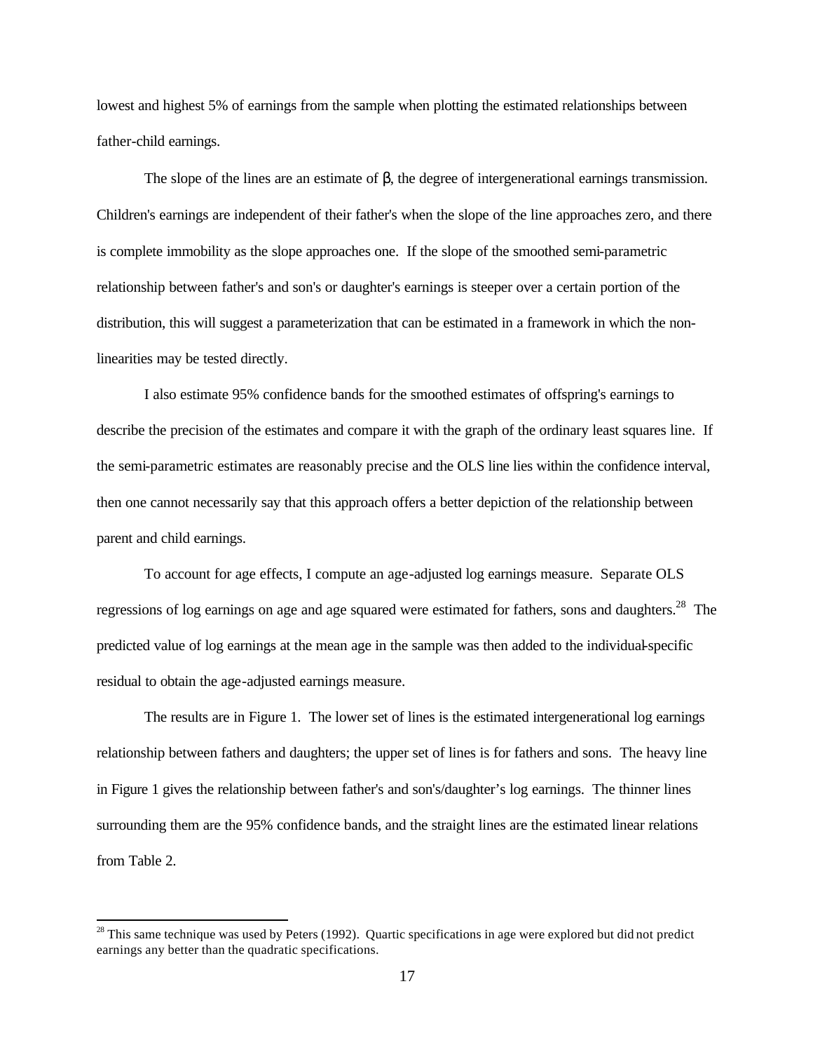lowest and highest 5% of earnings from the sample when plotting the estimated relationships between father-child earnings.

The slope of the lines are an estimate of $\beta$, the degree of intergenerational earnings transmission. Children's earnings are independent of their father's when the slope of the line approaches zero, and there is complete immobility as the slope approaches one. If the slope of the smoothed semi-parametric relationship between father's and son's or daughter's earnings is steeper over a certain portion of the distribution, this will suggest a parameterization that can be estimated in a framework in which the non-linearities may be tested directly.

I also estimate 95% confidence bands for the smoothed estimates of offspring's earnings to describe the precision of the estimates and compare it with the graph of the ordinary least squares line. If the semi-parametric estimates are reasonably precise and the OLS line lies within the confidence interval, then one cannot necessarily say that this approach offers a better depiction of the relationship between parent and child earnings.

To account for age effects, I compute an age-adjusted log earnings measure. Separate OLS regressions of log earnings on age and age squared were estimated for fathers, sons and daughters.[28] The predicted value of log earnings at the mean age in the sample was then added to the individual-specific residual to obtain the age-adjusted earnings measure.

The results are in Figure 1. The lower set of lines is the estimated intergenerational log earnings relationship between fathers and daughters; the upper set of lines is for fathers and sons. The heavy line in Figure 1 gives the relationship between father's and son's/daughter's log earnings. The thinner lines surrounding them are the 95% confidence bands, and the straight lines are the estimated linear relations from Table 2.

[28] This same technique was used by Peters (1992). Quartic specifications in age were explored but did not predict earnings any better than the quadratic specifications.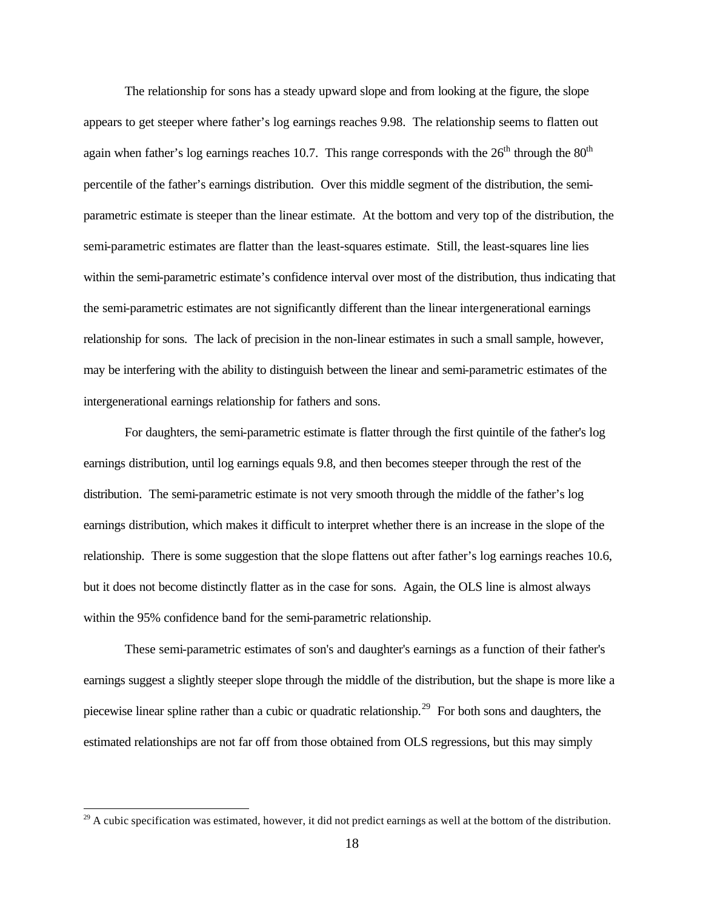The relationship for sons has a steady upward slope and from looking at the figure, the slope appears to get steeper where father's log earnings reaches 9.98. The relationship seems to flatten out again when father's log earnings reaches 10.7. This range corresponds with the 26th through the 80th percentile of the father's earnings distribution. Over this middle segment of the distribution, the semi-parametric estimate is steeper than the linear estimate. At the bottom and very top of the distribution, the semi-parametric estimates are flatter than the least-squares estimate. Still, the least-squares line lies within the semi-parametric estimate's confidence interval over most of the distribution, thus indicating that the semi-parametric estimates are not significantly different than the linear intergenerational earnings relationship for sons. The lack of precision in the non-linear estimates in such a small sample, however, may be interfering with the ability to distinguish between the linear and semi-parametric estimates of the intergenerational earnings relationship for fathers and sons.

For daughters, the semi-parametric estimate is flatter through the first quintile of the father's log earnings distribution, until log earnings equals 9.8, and then becomes steeper through the rest of the distribution. The semi-parametric estimate is not very smooth through the middle of the father's log earnings distribution, which makes it difficult to interpret whether there is an increase in the slope of the relationship. There is some suggestion that the slope flattens out after father's log earnings reaches 10.6, but it does not become distinctly flatter as in the case for sons. Again, the OLS line is almost always within the 95% confidence band for the semi-parametric relationship.

These semi-parametric estimates of son's and daughter's earnings as a function of their father's earnings suggest a slightly steeper slope through the middle of the distribution, but the shape is more like a piecewise linear spline rather than a cubic or quadratic relationship.[29] For both sons and daughters, the estimated relationships are not far off from those obtained from OLS regressions, but this may simply

[29] A cubic specification was estimated, however, it did not predict earnings as well at the bottom of the distribution.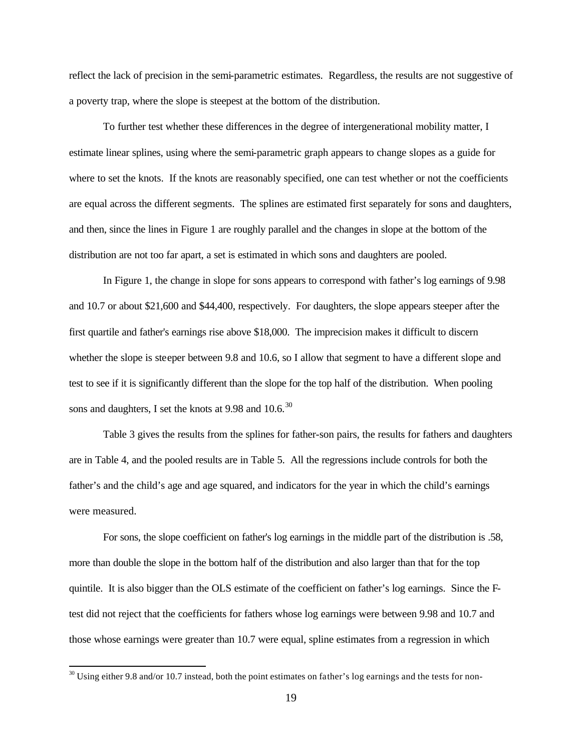reflect the lack of precision in the semi-parametric estimates. Regardless, the results are not suggestive of a poverty trap, where the slope is steepest at the bottom of the distribution.

To further test whether these differences in the degree of intergenerational mobility matter, I estimate linear splines, using where the semi-parametric graph appears to change slopes as a guide for where to set the knots. If the knots are reasonably specified, one can test whether or not the coefficients are equal across the different segments. The splines are estimated first separately for sons and daughters, and then, since the lines in Figure 1 are roughly parallel and the changes in slope at the bottom of the distribution are not too far apart, a set is estimated in which sons and daughters are pooled.

In Figure 1, the change in slope for sons appears to correspond with father's log earnings of 9.98 and 10.7 or about $21,600 and $44,400, respectively. For daughters, the slope appears steeper after the first quartile and father's earnings rise above $18,000. The imprecision makes it difficult to discern whether the slope is steeper between 9.8 and 10.6, so I allow that segment to have a different slope and test to see if it is significantly different than the slope for the top half of the distribution. When pooling sons and daughters, I set the knots at 9.98 and 10.6.[30]

Table 3 gives the results from the splines for father-son pairs, the results for fathers and daughters are in Table 4, and the pooled results are in Table 5. All the regressions include controls for both the father's and the child's age and age squared, and indicators for the year in which the child's earnings were measured.

For sons, the slope coefficient on father's log earnings in the middle part of the distribution is .58, more than double the slope in the bottom half of the distribution and also larger than that for the top quintile. It is also bigger than the OLS estimate of the coefficient on father's log earnings. Since the F-test did not reject that the coefficients for fathers whose log earnings were between 9.98 and 10.7 and those whose earnings were greater than 10.7 were equal, spline estimates from a regression in which

[30] Using either 9.8 and/or 10.7 instead, both the point estimates on father's log earnings and the tests for non-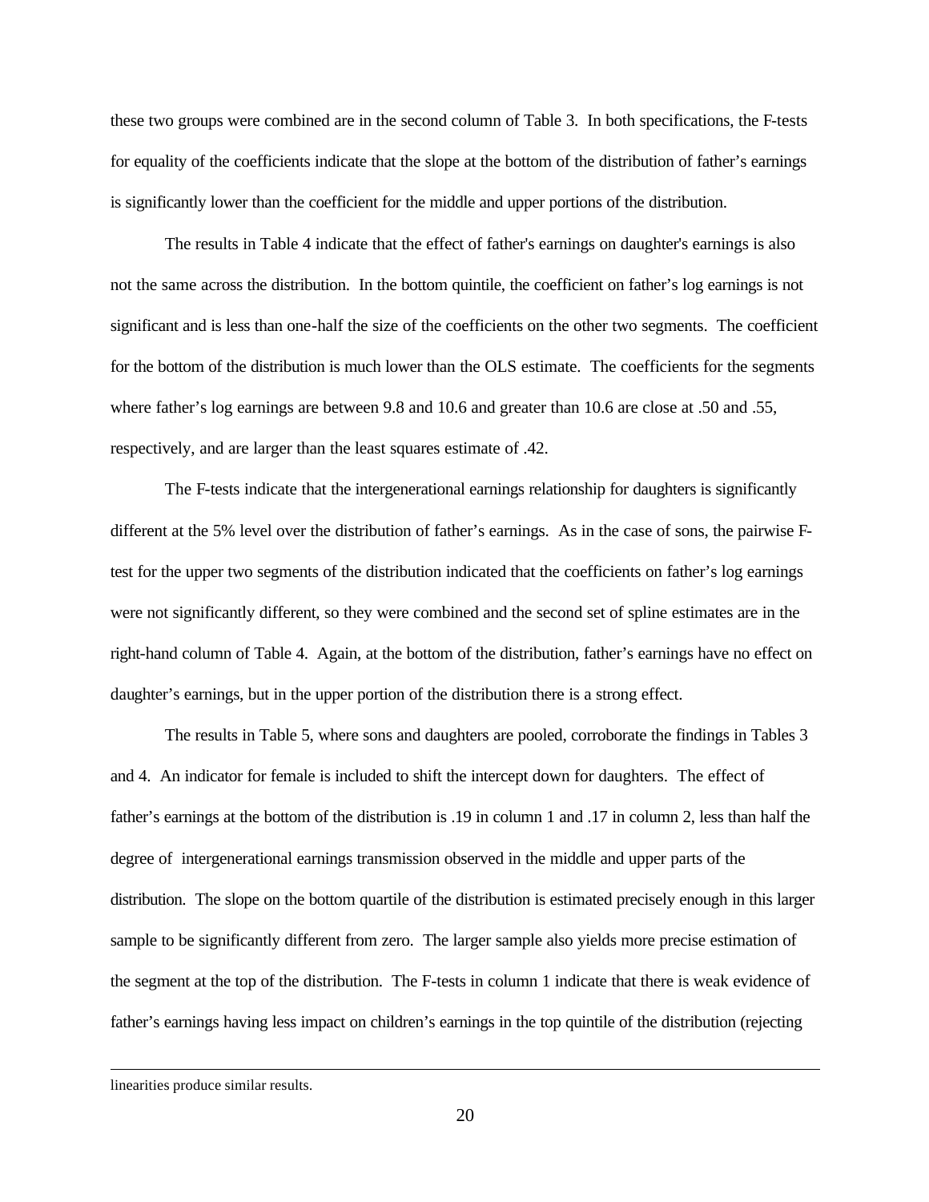these two groups were combined are in the second column of Table 3. In both specifications, the F-tests for equality of the coefficients indicate that the slope at the bottom of the distribution of father's earnings is significantly lower than the coefficient for the middle and upper portions of the distribution.

The results in Table 4 indicate that the effect of father's earnings on daughter's earnings is also not the same across the distribution. In the bottom quintile, the coefficient on father's log earnings is not significant and is less than one-half the size of the coefficients on the other two segments. The coefficient for the bottom of the distribution is much lower than the OLS estimate. The coefficients for the segments where father's log earnings are between 9.8 and 10.6 and greater than 10.6 are close at .50 and .55, respectively, and are larger than the least squares estimate of .42.

The F-tests indicate that the intergenerational earnings relationship for daughters is significantly different at the 5% level over the distribution of father's earnings. As in the case of sons, the pairwise F-test for the upper two segments of the distribution indicated that the coefficients on father's log earnings were not significantly different, so they were combined and the second set of spline estimates are in the right-hand column of Table 4. Again, at the bottom of the distribution, father's earnings have no effect on daughter's earnings, but in the upper portion of the distribution there is a strong effect.

The results in Table 5, where sons and daughters are pooled, corroborate the findings in Tables 3 and 4. An indicator for female is included to shift the intercept down for daughters. The effect of father's earnings at the bottom of the distribution is .19 in column 1 and .17 in column 2, less than half the degree of intergenerational earnings transmission observed in the middle and upper parts of the distribution. The slope on the bottom quartile of the distribution is estimated precisely enough in this larger sample to be significantly different from zero. The larger sample also yields more precise estimation of the segment at the top of the distribution. The F-tests in column 1 indicate that there is weak evidence of father's earnings having less impact on children's earnings in the top quintile of the distribution (rejecting

---

linearities produce similar results.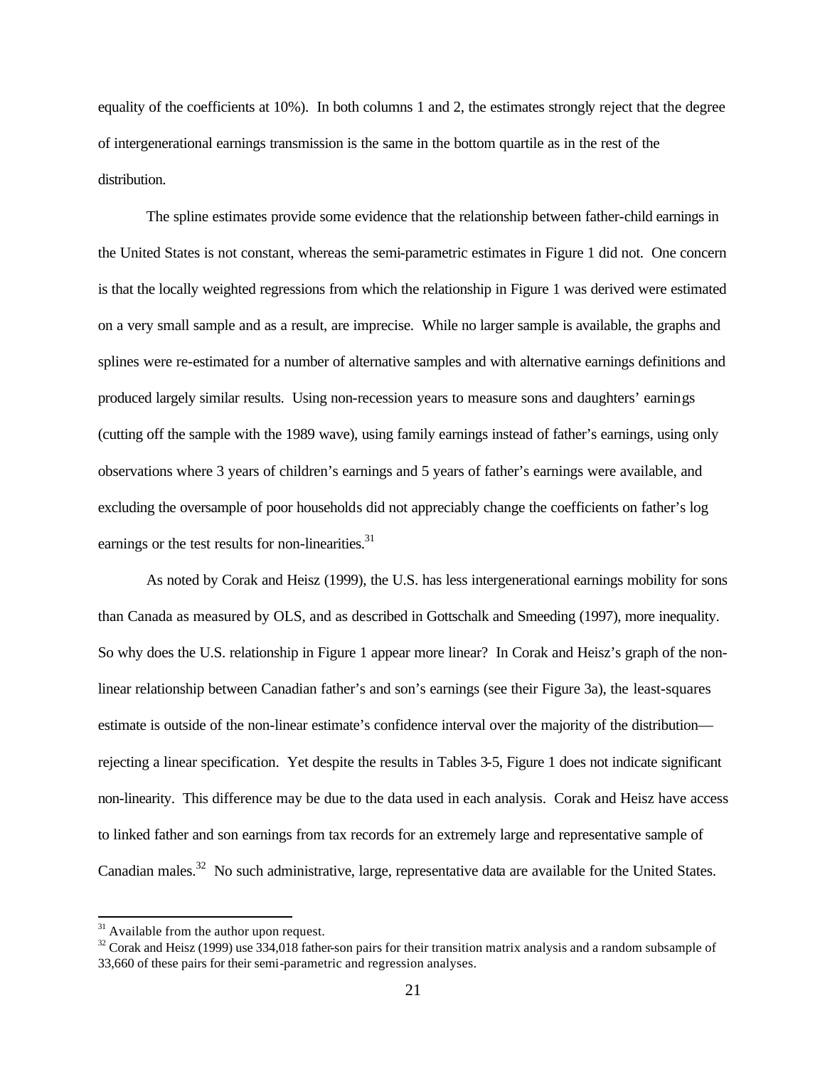equality of the coefficients at 10%). In both columns 1 and 2, the estimates strongly reject that the degree of intergenerational earnings transmission is the same in the bottom quartile as in the rest of the distribution.

The spline estimates provide some evidence that the relationship between father-child earnings in the United States is not constant, whereas the semi-parametric estimates in Figure 1 did not. One concern is that the locally weighted regressions from which the relationship in Figure 1 was derived were estimated on a very small sample and as a result, are imprecise. While no larger sample is available, the graphs and splines were re-estimated for a number of alternative samples and with alternative earnings definitions and produced largely similar results. Using non-recession years to measure sons and daughters' earnings (cutting off the sample with the 1989 wave), using family earnings instead of father's earnings, using only observations where 3 years of children's earnings and 5 years of father's earnings were available, and excluding the oversample of poor households did not appreciably change the coefficients on father's log earnings or the test results for non-linearities.[31]

As noted by Corak and Heisz (1999), the U.S. has less intergenerational earnings mobility for sons than Canada as measured by OLS, and as described in Gottschalk and Smeeding (1997), more inequality. So why does the U.S. relationship in Figure 1 appear more linear? In Corak and Heisz's graph of the non-linear relationship between Canadian father's and son's earnings (see their Figure 3a), the least-squares estimate is outside of the non-linear estimate's confidence interval over the majority of the distribution—rejecting a linear specification. Yet despite the results in Tables 3-5, Figure 1 does not indicate significant non-linearity. This difference may be due to the data used in each analysis. Corak and Heisz have access to linked father and son earnings from tax records for an extremely large and representative sample of Canadian males.[32] No such administrative, large, representative data are available for the United States.

[31] Available from the author upon request.

[32] Corak and Heisz (1999) use 334,018 father-son pairs for their transition matrix analysis and a random subsample of 33,660 of these pairs for their semi-parametric and regression analyses.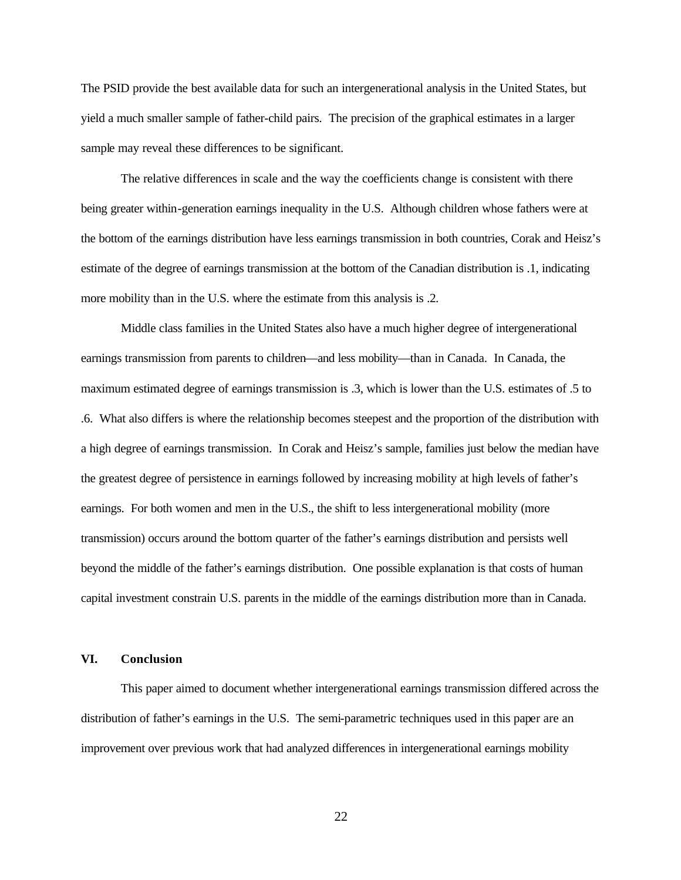The PSID provide the best available data for such an intergenerational analysis in the United States, but yield a much smaller sample of father-child pairs. The precision of the graphical estimates in a larger sample may reveal these differences to be significant.

The relative differences in scale and the way the coefficients change is consistent with there being greater within-generation earnings inequality in the U.S. Although children whose fathers were at the bottom of the earnings distribution have less earnings transmission in both countries, Corak and Heisz's estimate of the degree of earnings transmission at the bottom of the Canadian distribution is .1, indicating more mobility than in the U.S. where the estimate from this analysis is .2.

Middle class families in the United States also have a much higher degree of intergenerational earnings transmission from parents to children—and less mobility—than in Canada. In Canada, the maximum estimated degree of earnings transmission is .3, which is lower than the U.S. estimates of .5 to .6. What also differs is where the relationship becomes steepest and the proportion of the distribution with a high degree of earnings transmission. In Corak and Heisz's sample, families just below the median have the greatest degree of persistence in earnings followed by increasing mobility at high levels of father's earnings. For both women and men in the U.S., the shift to less intergenerational mobility (more transmission) occurs around the bottom quarter of the father's earnings distribution and persists well beyond the middle of the father's earnings distribution. One possible explanation is that costs of human capital investment constrain U.S. parents in the middle of the earnings distribution more than in Canada.

## VI. Conclusion

This paper aimed to document whether intergenerational earnings transmission differed across the distribution of father's earnings in the U.S. The semi-parametric techniques used in this paper are an improvement over previous work that had analyzed differences in intergenerational earnings mobility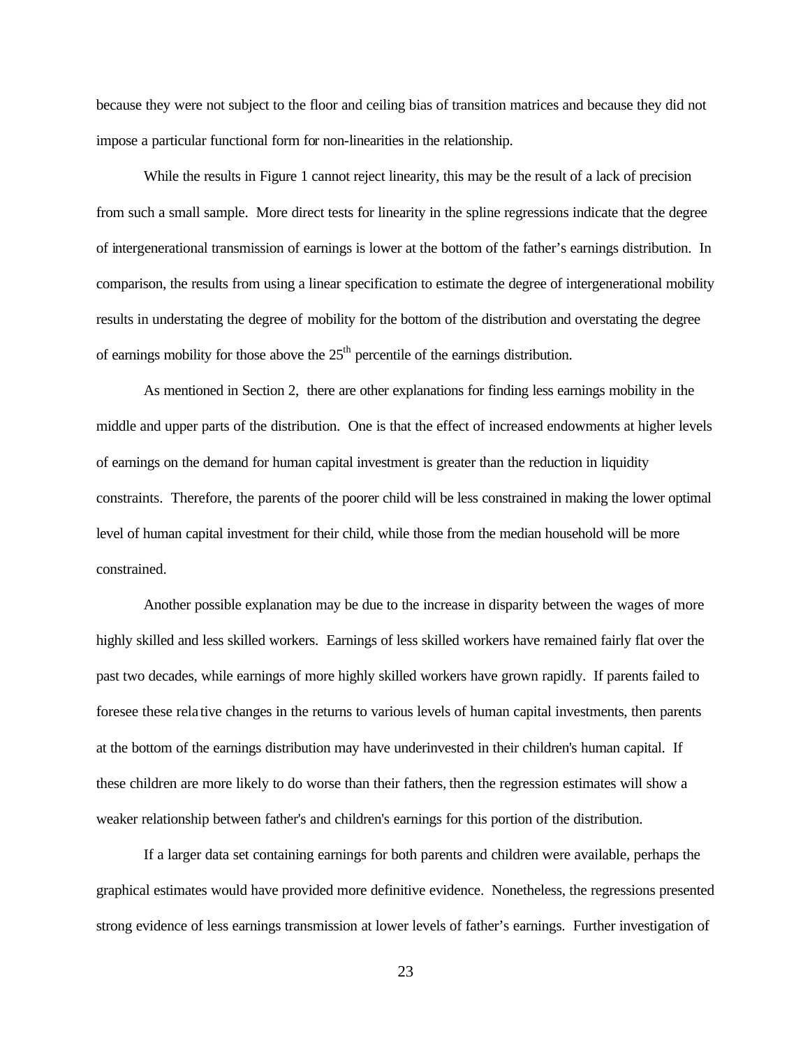because they were not subject to the floor and ceiling bias of transition matrices and because they did not impose a particular functional form for non-linearities in the relationship.

While the results in Figure 1 cannot reject linearity, this may be the result of a lack of precision from such a small sample. More direct tests for linearity in the spline regressions indicate that the degree of intergenerational transmission of earnings is lower at the bottom of the father's earnings distribution. In comparison, the results from using a linear specification to estimate the degree of intergenerational mobility results in understating the degree of mobility for the bottom of the distribution and overstating the degree of earnings mobility for those above the 25$^{th}$ percentile of the earnings distribution.

As mentioned in Section 2, there are other explanations for finding less earnings mobility in the middle and upper parts of the distribution. One is that the effect of increased endowments at higher levels of earnings on the demand for human capital investment is greater than the reduction in liquidity constraints. Therefore, the parents of the poorer child will be less constrained in making the lower optimal level of human capital investment for their child, while those from the median household will be more constrained.

Another possible explanation may be due to the increase in disparity between the wages of more highly skilled and less skilled workers. Earnings of less skilled workers have remained fairly flat over the past two decades, while earnings of more highly skilled workers have grown rapidly. If parents failed to foresee these relative changes in the returns to various levels of human capital investments, then parents at the bottom of the earnings distribution may have underinvested in their children's human capital. If these children are more likely to do worse than their fathers, then the regression estimates will show a weaker relationship between father's and children's earnings for this portion of the distribution.

If a larger data set containing earnings for both parents and children were available, perhaps the graphical estimates would have provided more definitive evidence. Nonetheless, the regressions presented strong evidence of less earnings transmission at lower levels of father's earnings. Further investigation of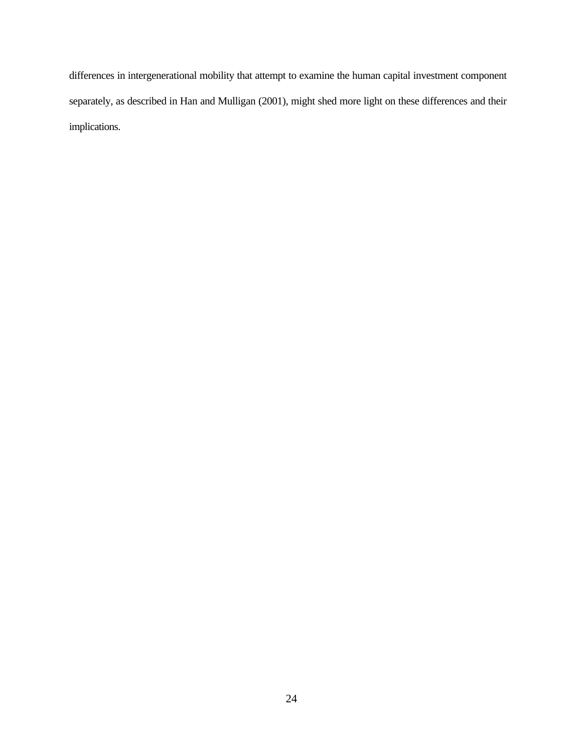differences in intergenerational mobility that attempt to examine the human capital investment component separately, as described in Han and Mulligan (2001), might shed more light on these differences and their implications.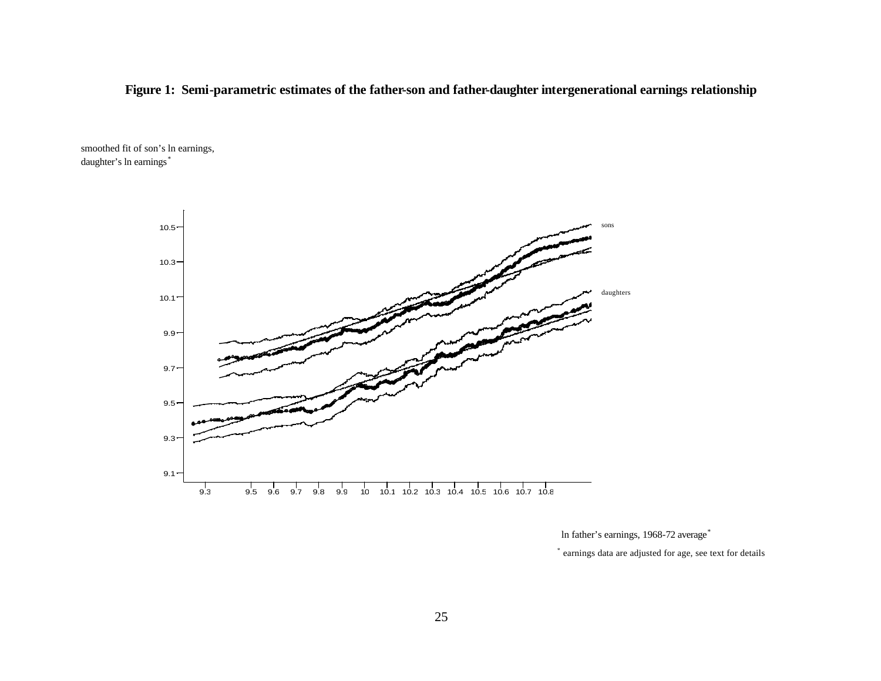**Figure 1: Semi-parametric estimates of the father-son and father-daughter intergenerational earnings relationship**

smoothed fit of son's ln earnings,
daughter's ln earnings*

sons

daughters

10.5
10.3
10.1
9.9
9.7
9.5
9.3
9.1

9.3 9.5 9.6 9.7 9.8 9.9 10 10.1 10.2 10.3 10.4 10.5 10.6 10.7 10.8

ln father's earnings, 1968-72 average*

* earnings data are adjusted for age, see text for details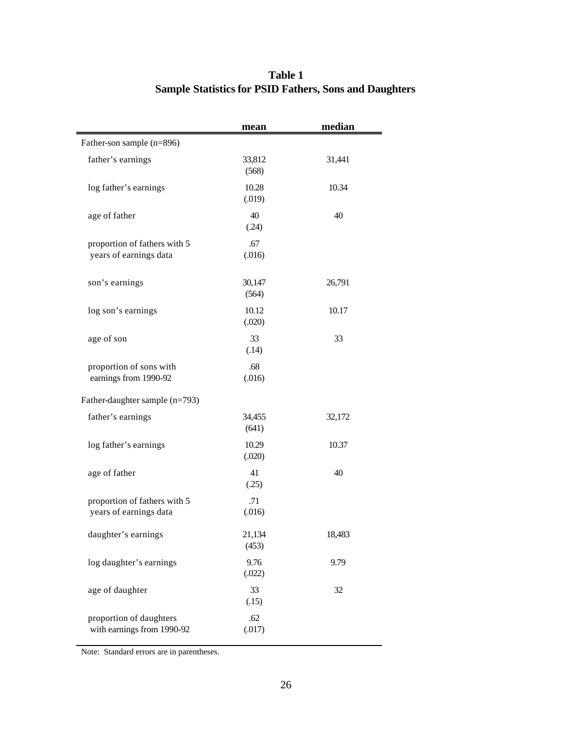**Table 1**
**Sample Statistics for PSID Fathers, Sons and Daughters**

| | mean | median |
|---|---|---|
| Father-son sample (n=896) | | |
| father's earnings | 33,812 (568) | 31,441 |
| log father's earnings | 10.28 (.019) | 10.34 |
| age of father | 40 (.24) | 40 |
| proportion of fathers with 5 years of earnings data | .67 (.016) | |
| son's earnings | 30,147 (564) | 26,791 |
| log son's earnings | 10.12 (.020) | 10.17 |
| age of son | 33 (.14) | 33 |
| proportion of sons with earnings from 1990-92 | .68 (.016) | |
| Father-daughter sample (n=793) | | |
| father's earnings | 34,455 (641) | 32,172 |
| log father's earnings | 10.29 (.020) | 10.37 |
| age of father | 41 (.25) | 40 |
| proportion of fathers with 5 years of earnings data | .71 (.016) | |
| daughter's earnings | 21,134 (453) | 18,483 |
| log daughter's earnings | 9.76 (.022) | 9.79 |
| age of daughter | 33 (.15) | 32 |
| proportion of daughters with earnings from 1990-92 | .62 (.017) | |

Note: Standard errors are in parentheses.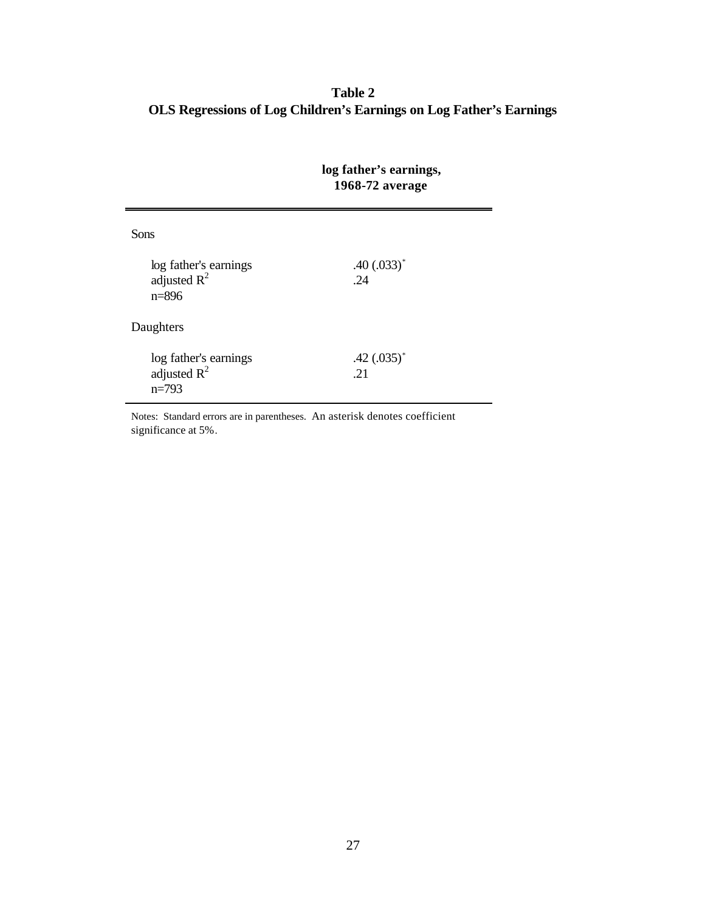**Table 2**
**OLS Regressions of Log Children's Earnings on Log Father's Earnings**

| | **log father's earnings, 1968-72 average** |
|---|---|
| Sons | |
| log father's earnings | .40 (.033)* |
| adjusted $R^2$ | .24 |
| n=896 | |
| Daughters | |
| log father's earnings | .42 (.035)* |
| adjusted $R^2$ | .21 |
| n=793 | |

Notes: Standard errors are in parentheses. An asterisk denotes coefficient significance at 5%.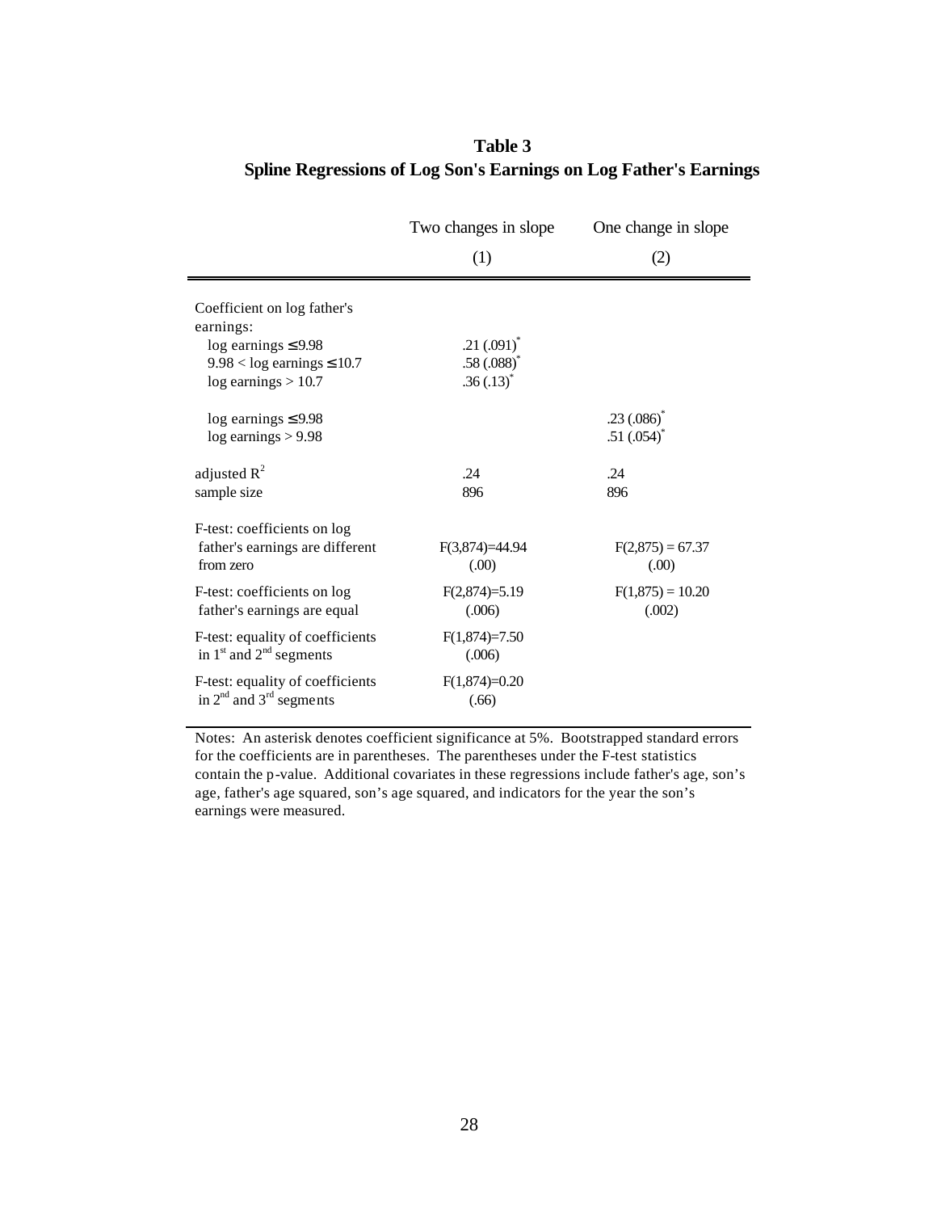**Table 3**
**Spline Regressions of Log Son's Earnings on Log Father's Earnings**

| | Two changes in slope (1) | One change in slope (2) |
|---|---|---|
| Coefficient on log father's earnings: | | |
| log earnings ≤ 9.98 | .21 (.091)* | |
| 9.98 < log earnings ≤ 10.7 | .58 (.088)* | |
| log earnings > 10.7 | .36 (.13)* | |
| log earnings ≤ 9.98 | | .23 (.086)* |
| log earnings > 9.98 | | .51 (.054)* |
| adjusted $R^2$ | .24 | .24 |
| sample size | 896 | 896 |
| F-test: coefficients on log father's earnings are different from zero | $F(3,874)=44.94$ (.00) | $F(2,875) = 67.37$ (.00) |
| F-test: coefficients on log father's earnings are equal | $F(2,874)=5.19$ (.006) | $F(1,875) = 10.20$ (.002) |
| F-test: equality of coefficients in 1st and 2nd segments | $F(1,874)=7.50$ (.006) | |
| F-test: equality of coefficients in 2nd and 3rd segments | $F(1,874)=0.20$ (.66) | |

Notes: An asterisk denotes coefficient significance at 5%. Bootstrapped standard errors for the coefficients are in parentheses. The parentheses under the F-test statistics contain the p-value. Additional covariates in these regressions include father's age, son's age, father's age squared, son's age squared, and indicators for the year the son's earnings were measured.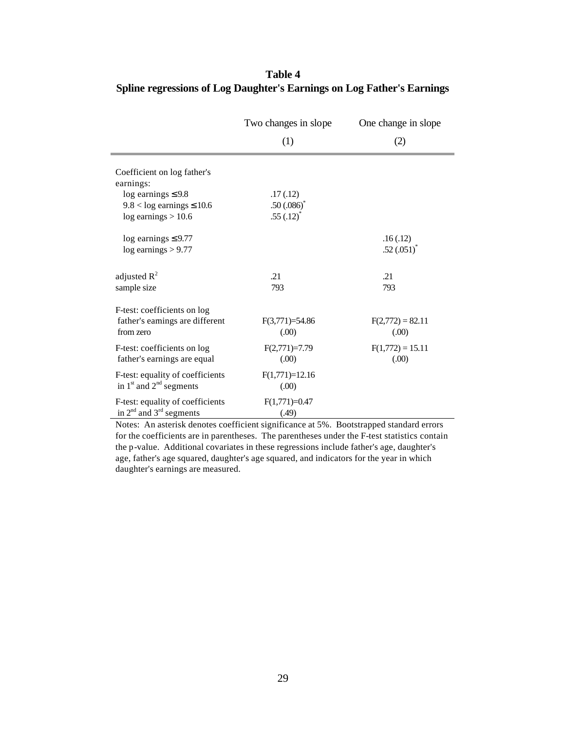**Table 4**
**Spline regressions of Log Daughter's Earnings on Log Father's Earnings**

| | Two changes in slope | One change in slope |
|---|---|---|
| | (1) | (2) |
| Coefficient on log father's earnings: | | |
| log earnings ≤ 9.8 | .17 (.12) | |
| 9.8 < log earnings ≤ 10.6 | .50 (.086)* | |
| log earnings > 10.6 | .55 (.12)* | |
| log earnings ≤ 9.77 | | .16 (.12) |
| log earnings > 9.77 | | .52 (.051)* |
| adjusted $R^2$ | .21 | .21 |
| sample size | 793 | 793 |
| F-test: coefficients on log father's earnings are different from zero | $F(3,771)=54.86$ (.00) | $F(2,772) = 82.11$ (.00) |
| F-test: coefficients on log father's earnings are equal | $F(2,771)=7.79$ (.00) | $F(1,772) = 15.11$ (.00) |
| F-test: equality of coefficients in 1st and 2nd segments | $F(1,771)=12.16$ (.00) | |
| F-test: equality of coefficients in 2nd and 3rd segments | $F(1,771)=0.47$ (.49) | |

Notes: An asterisk denotes coefficient significance at 5%. Bootstrapped standard errors for the coefficients are in parentheses. The parentheses under the F-test statistics contain the p-value. Additional covariates in these regressions include father's age, daughter's age, father's age squared, daughter's age squared, and indicators for the year in which daughter's earnings are measured.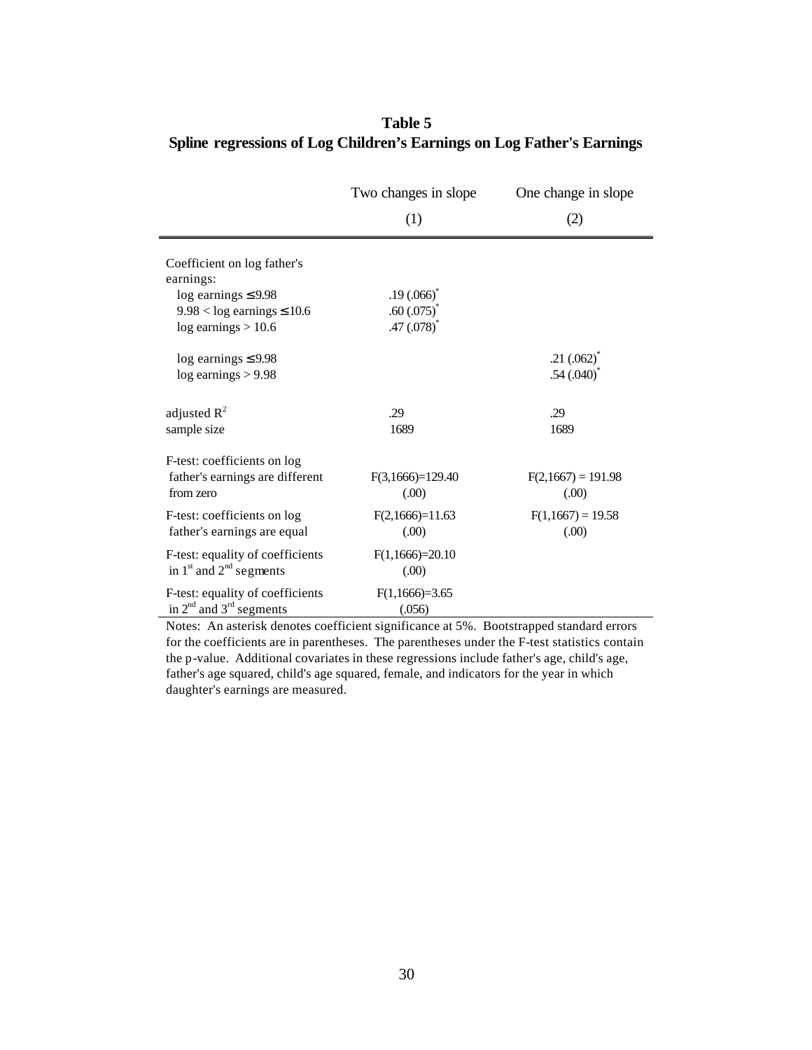# Table 5
## Spline regressions of Log Children's Earnings on Log Father's Earnings

| | Two changes in slope (1) | One change in slope (2) |
|---|---|---|
| Coefficient on log father's earnings: | | |
| log earnings ≤ 9.98 | .19 (.066)* | |
| 9.98 < log earnings ≤ 10.6 | .60 (.075)* | |
| log earnings > 10.6 | .47 (.078)* | |
| log earnings ≤ 9.98 | | .21 (.062)* |
| log earnings > 9.98 | | .54 (.040)* |
| adjusted $R^2$ | .29 | .29 |
| sample size | 1689 | 1689 |
| F-test: coefficients on log father's earnings are different from zero | $F(3,1666)=129.40$ (.00) | $F(2,1667) = 191.98$ (.00) |
| F-test: coefficients on log father's earnings are equal | $F(2,1666)=11.63$ (.00) | $F(1,1667) = 19.58$ (.00) |
| F-test: equality of coefficients in 1st and 2nd segments | $F(1,1666)=20.10$ (.00) | |
| F-test: equality of coefficients in 2nd and 3rd segments | $F(1,1666)=3.65$ (.056) | |

Notes: An asterisk denotes coefficient significance at 5%. Bootstrapped standard errors for the coefficients are in parentheses. The parentheses under the F-test statistics contain the p-value. Additional covariates in these regressions include father's age, child's age, father's age squared, child's age squared, female, and indicators for the year in which daughter's earnings are measured.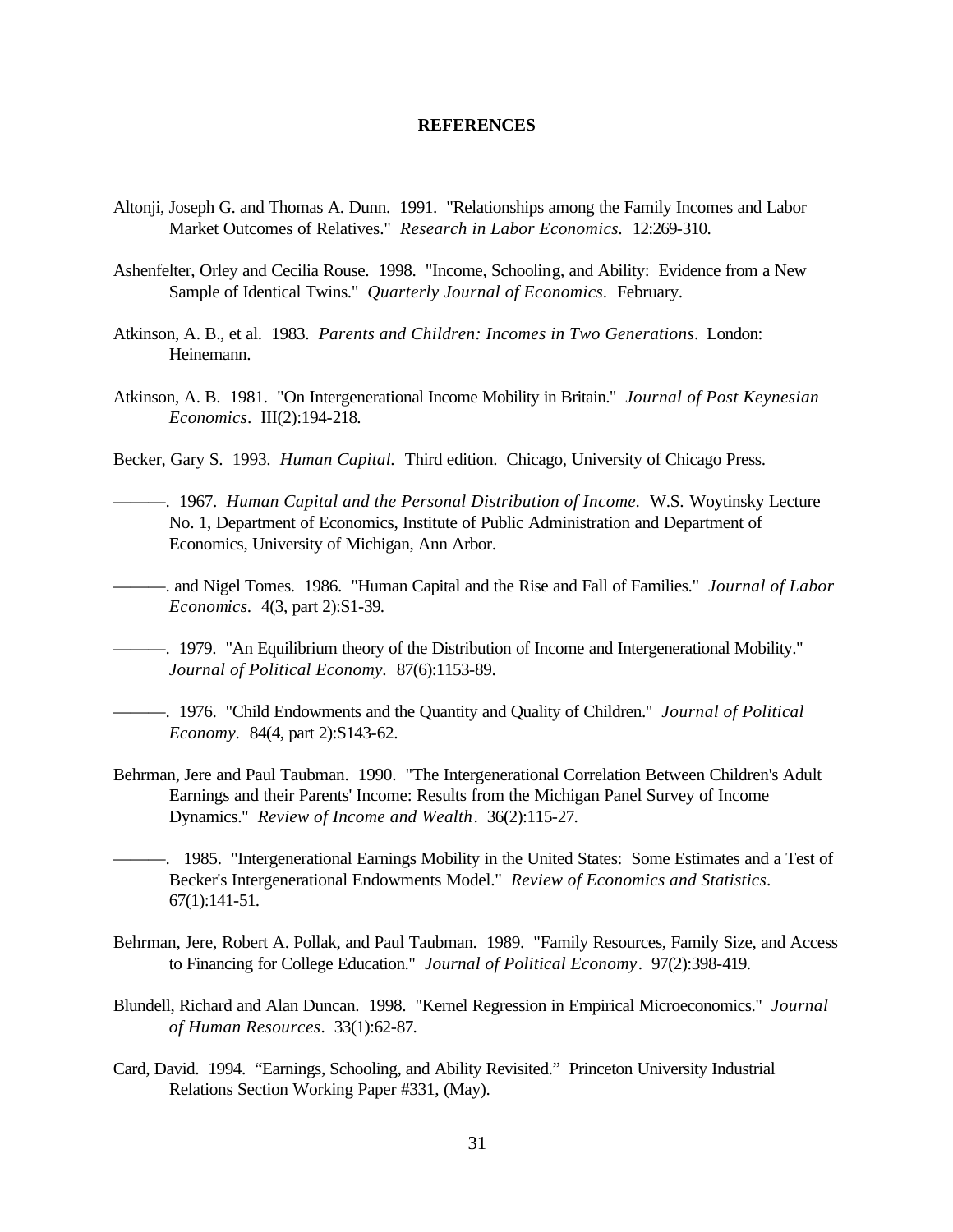**REFERENCES**

Altonji, Joseph G. and Thomas A. Dunn. 1991. "Relationships among the Family Incomes and Labor Market Outcomes of Relatives." *Research in Labor Economics*. 12:269-310.

Ashenfelter, Orley and Cecilia Rouse. 1998. "Income, Schooling, and Ability: Evidence from a New Sample of Identical Twins." *Quarterly Journal of Economics*. February.

Atkinson, A. B., et al. 1983. *Parents and Children: Incomes in Two Generations*. London: Heinemann.

Atkinson, A. B. 1981. "On Intergenerational Income Mobility in Britain." *Journal of Post Keynesian Economics*. III(2):194-218.

Becker, Gary S. 1993. *Human Capital.* Third edition. Chicago, University of Chicago Press.

———. 1967. *Human Capital and the Personal Distribution of Income.* W.S. Woytinsky Lecture No. 1, Department of Economics, Institute of Public Administration and Department of Economics, University of Michigan, Ann Arbor.

———. and Nigel Tomes. 1986. "Human Capital and the Rise and Fall of Families." *Journal of Labor Economics*. 4(3, part 2):S1-39.

———. 1979. "An Equilibrium theory of the Distribution of Income and Intergenerational Mobility." *Journal of Political Economy*. 87(6):1153-89.

———. 1976. "Child Endowments and the Quantity and Quality of Children." *Journal of Political Economy*. 84(4, part 2):S143-62.

Behrman, Jere and Paul Taubman. 1990. "The Intergenerational Correlation Between Children's Adult Earnings and their Parents' Income: Results from the Michigan Panel Survey of Income Dynamics." *Review of Income and Wealth*. 36(2):115-27.

———. 1985. "Intergenerational Earnings Mobility in the United States: Some Estimates and a Test of Becker's Intergenerational Endowments Model." *Review of Economics and Statistics*. 67(1):141-51.

Behrman, Jere, Robert A. Pollak, and Paul Taubman. 1989. "Family Resources, Family Size, and Access to Financing for College Education." *Journal of Political Economy*. 97(2):398-419.

Blundell, Richard and Alan Duncan. 1998. "Kernel Regression in Empirical Microeconomics." *Journal of Human Resources*. 33(1):62-87.

Card, David. 1994. "Earnings, Schooling, and Ability Revisited." Princeton University Industrial Relations Section Working Paper #331, (May).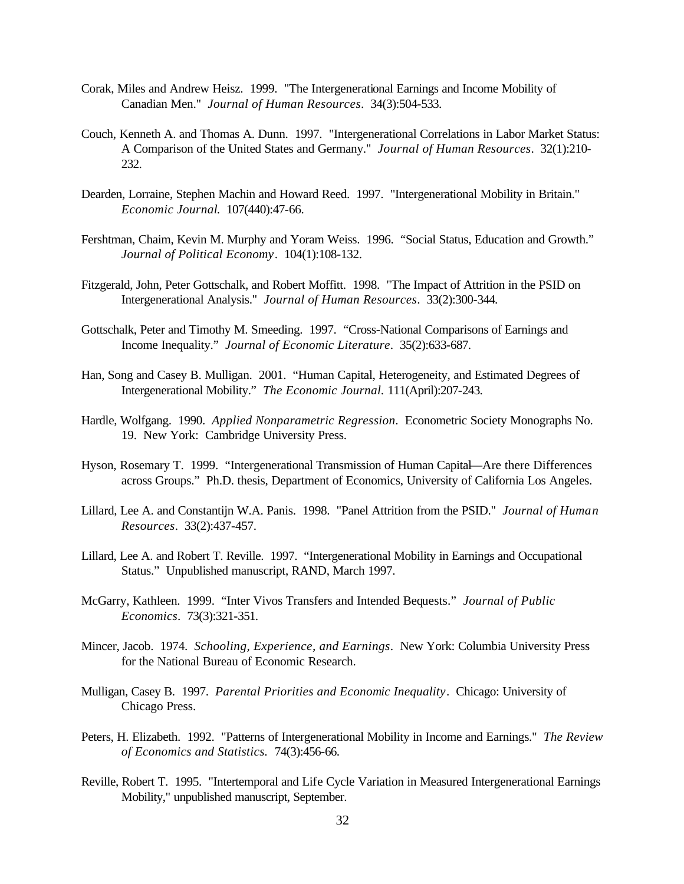Corak, Miles and Andrew Heisz. 1999. "The Intergenerational Earnings and Income Mobility of Canadian Men." *Journal of Human Resources*. 34(3):504-533.

Couch, Kenneth A. and Thomas A. Dunn. 1997. "Intergenerational Correlations in Labor Market Status: A Comparison of the United States and Germany." *Journal of Human Resources*. 32(1):210-232.

Dearden, Lorraine, Stephen Machin and Howard Reed. 1997. "Intergenerational Mobility in Britain." *Economic Journal*. 107(440):47-66.

Fershtman, Chaim, Kevin M. Murphy and Yoram Weiss. 1996. "Social Status, Education and Growth." *Journal of Political Economy*. 104(1):108-132.

Fitzgerald, John, Peter Gottschalk, and Robert Moffitt. 1998. "The Impact of Attrition in the PSID on Intergenerational Analysis." *Journal of Human Resources*. 33(2):300-344.

Gottschalk, Peter and Timothy M. Smeeding. 1997. "Cross-National Comparisons of Earnings and Income Inequality." *Journal of Economic Literature*. 35(2):633-687.

Han, Song and Casey B. Mulligan. 2001. "Human Capital, Heterogeneity, and Estimated Degrees of Intergenerational Mobility." *The Economic Journal*. 111(April):207-243.

Hardle, Wolfgang. 1990. *Applied Nonparametric Regression*. Econometric Society Monographs No. 19. New York: Cambridge University Press.

Hyson, Rosemary T. 1999. "Intergenerational Transmission of Human Capital—Are there Differences across Groups." Ph.D. thesis, Department of Economics, University of California Los Angeles.

Lillard, Lee A. and Constantijn W.A. Panis. 1998. "Panel Attrition from the PSID." *Journal of Human Resources*. 33(2):437-457.

Lillard, Lee A. and Robert T. Reville. 1997. "Intergenerational Mobility in Earnings and Occupational Status." Unpublished manuscript, RAND, March 1997.

McGarry, Kathleen. 1999. "Inter Vivos Transfers and Intended Bequests." *Journal of Public Economics*. 73(3):321-351.

Mincer, Jacob. 1974. *Schooling, Experience, and Earnings*. New York: Columbia University Press for the National Bureau of Economic Research.

Mulligan, Casey B. 1997. *Parental Priorities and Economic Inequality*. Chicago: University of Chicago Press.

Peters, H. Elizabeth. 1992. "Patterns of Intergenerational Mobility in Income and Earnings." *The Review of Economics and Statistics*. 74(3):456-66.

Reville, Robert T. 1995. "Intertemporal and Life Cycle Variation in Measured Intergenerational Earnings Mobility," unpublished manuscript, September.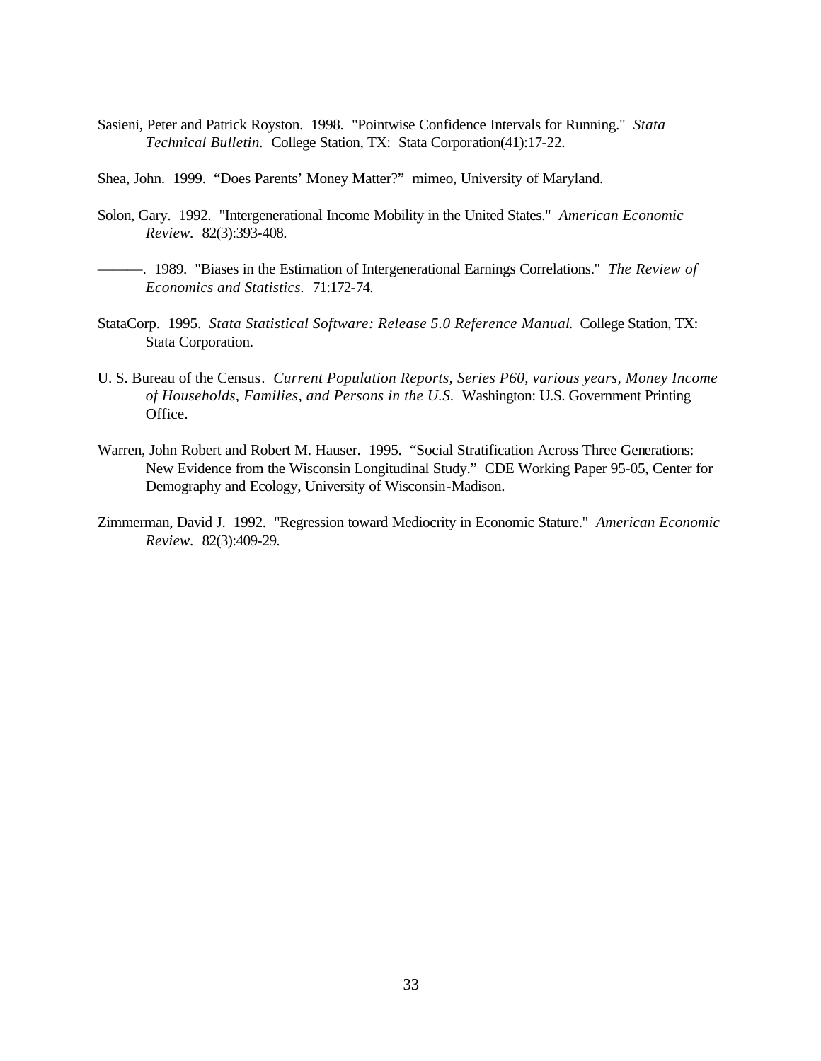Sasieni, Peter and Patrick Royston. 1998. "Pointwise Confidence Intervals for Running." *Stata Technical Bulletin*. College Station, TX: Stata Corporation(41):17-22.

Shea, John. 1999. "Does Parents' Money Matter?" mimeo, University of Maryland.

Solon, Gary. 1992. "Intergenerational Income Mobility in the United States." *American Economic Review*. 82(3):393-408.

———. 1989. "Biases in the Estimation of Intergenerational Earnings Correlations." *The Review of Economics and Statistics*. 71:172-74.

StataCorp. 1995. *Stata Statistical Software: Release 5.0 Reference Manual.* College Station, TX: Stata Corporation.

U. S. Bureau of the Census. *Current Population Reports, Series P60, various years, Money Income of Households, Families, and Persons in the U.S.* Washington: U.S. Government Printing Office.

Warren, John Robert and Robert M. Hauser. 1995. "Social Stratification Across Three Generations: New Evidence from the Wisconsin Longitudinal Study." CDE Working Paper 95-05, Center for Demography and Ecology, University of Wisconsin-Madison.

Zimmerman, David J. 1992. "Regression toward Mediocrity in Economic Stature." *American Economic Review*. 82(3):409-29.